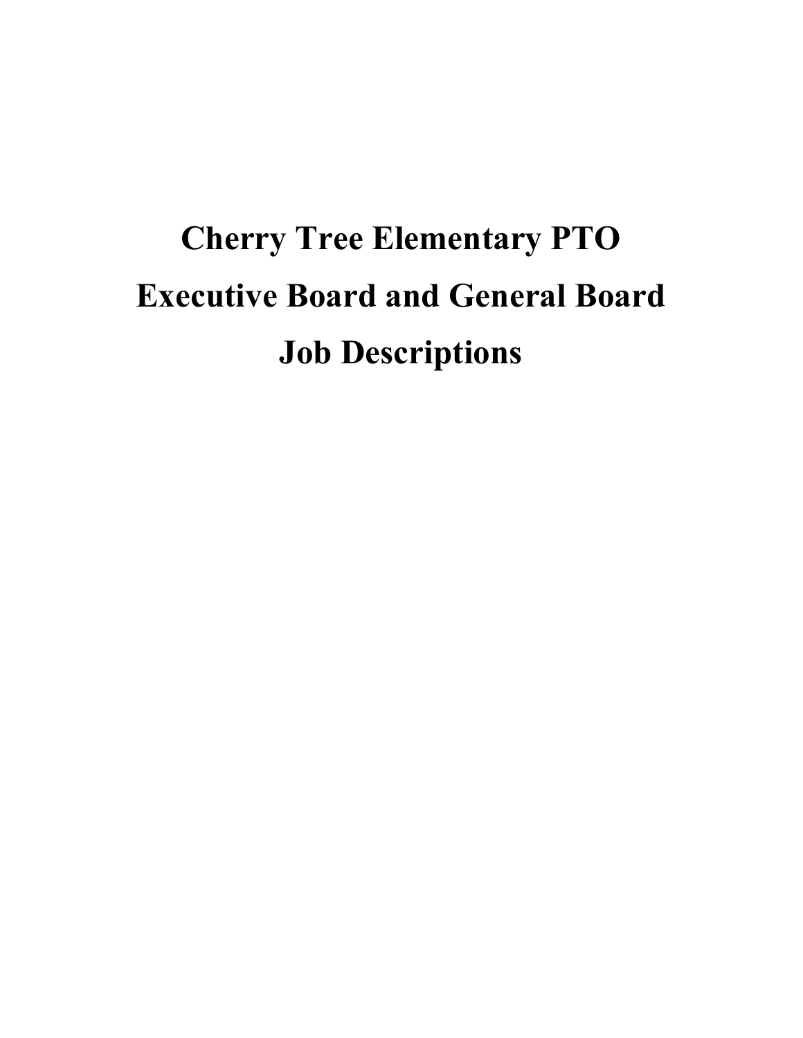# Cherry Tree Elementary PTO
# Executive Board and General Board
# Job Descriptions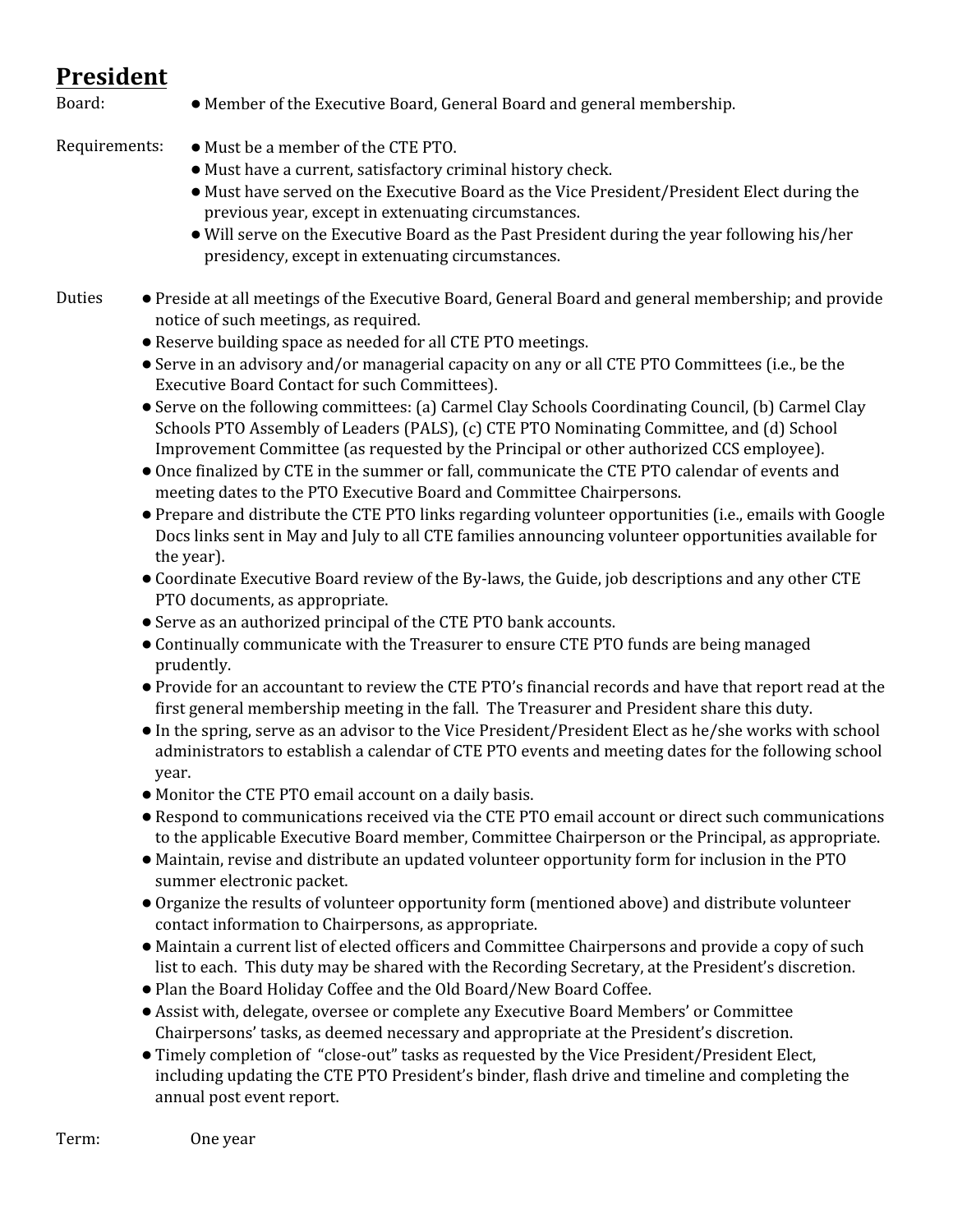## President

Board:
- Member of the Executive Board, General Board and general membership.

Requirements:
- Must be a member of the CTE PTO.
- Must have a current, satisfactory criminal history check.
- Must have served on the Executive Board as the Vice President/President Elect during the previous year, except in extenuating circumstances.
- Will serve on the Executive Board as the Past President during the year following his/her presidency, except in extenuating circumstances.

Duties
- Preside at all meetings of the Executive Board, General Board and general membership; and provide notice of such meetings, as required.
- Reserve building space as needed for all CTE PTO meetings.
- Serve in an advisory and/or managerial capacity on any or all CTE PTO Committees (i.e., be the Executive Board Contact for such Committees).
- Serve on the following committees: (a) Carmel Clay Schools Coordinating Council, (b) Carmel Clay Schools PTO Assembly of Leaders (PALS), (c) CTE PTO Nominating Committee, and (d) School Improvement Committee (as requested by the Principal or other authorized CCS employee).
- Once finalized by CTE in the summer or fall, communicate the CTE PTO calendar of events and meeting dates to the PTO Executive Board and Committee Chairpersons.
- Prepare and distribute the CTE PTO links regarding volunteer opportunities (i.e., emails with Google Docs links sent in May and July to all CTE families announcing volunteer opportunities available for the year).
- Coordinate Executive Board review of the By-laws, the Guide, job descriptions and any other CTE PTO documents, as appropriate.
- Serve as an authorized principal of the CTE PTO bank accounts.
- Continually communicate with the Treasurer to ensure CTE PTO funds are being managed prudently.
- Provide for an accountant to review the CTE PTO's financial records and have that report read at the first general membership meeting in the fall. The Treasurer and President share this duty.
- In the spring, serve as an advisor to the Vice President/President Elect as he/she works with school administrators to establish a calendar of CTE PTO events and meeting dates for the following school year.
- Monitor the CTE PTO email account on a daily basis.
- Respond to communications received via the CTE PTO email account or direct such communications to the applicable Executive Board member, Committee Chairperson or the Principal, as appropriate.
- Maintain, revise and distribute an updated volunteer opportunity form for inclusion in the PTO summer electronic packet.
- Organize the results of volunteer opportunity form (mentioned above) and distribute volunteer contact information to Chairpersons, as appropriate.
- Maintain a current list of elected officers and Committee Chairpersons and provide a copy of such list to each. This duty may be shared with the Recording Secretary, at the President's discretion.
- Plan the Board Holiday Coffee and the Old Board/New Board Coffee.
- Assist with, delegate, oversee or complete any Executive Board Members' or Committee Chairpersons' tasks, as deemed necessary and appropriate at the President's discretion.
- Timely completion of "close-out" tasks as requested by the Vice President/President Elect, including updating the CTE PTO President's binder, flash drive and timeline and completing the annual post event report.

Term: One year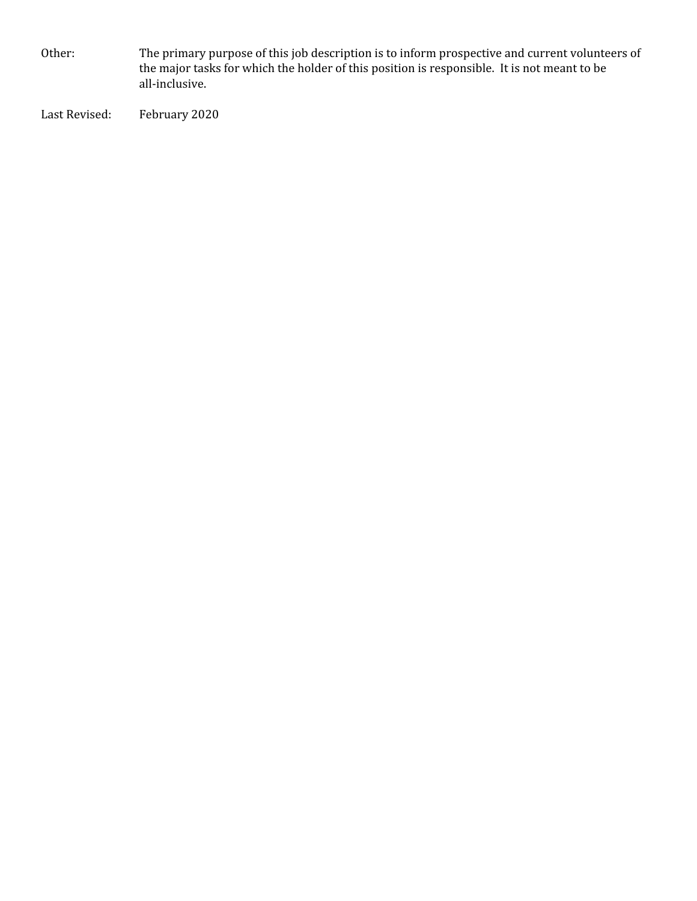Other: The primary purpose of this job description is to inform prospective and current volunteers of the major tasks for which the holder of this position is responsible. It is not meant to be all-inclusive.

Last Revised: February 2020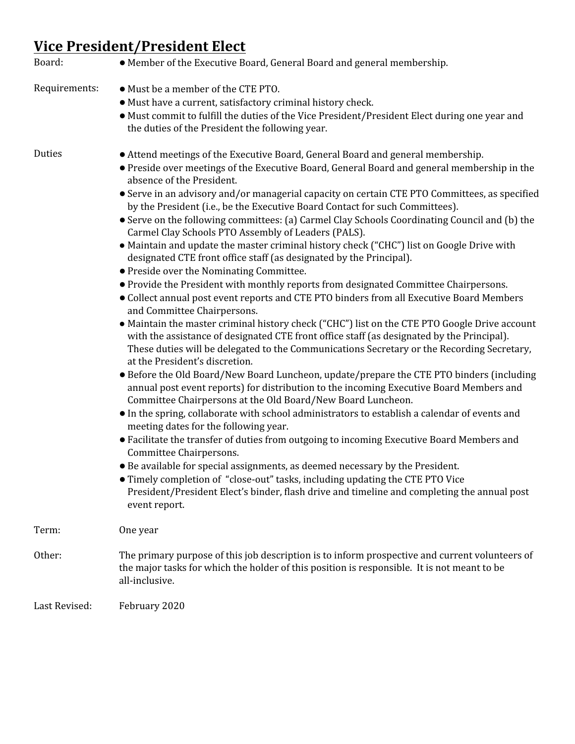## Vice President/President Elect

Board: ● Member of the Executive Board, General Board and general membership.

Requirements:
- Must be a member of the CTE PTO.
- Must have a current, satisfactory criminal history check.
- Must commit to fulfill the duties of the Vice President/President Elect during one year and the duties of the President the following year.

Duties
- Attend meetings of the Executive Board, General Board and general membership.
- Preside over meetings of the Executive Board, General Board and general membership in the absence of the President.
- Serve in an advisory and/or managerial capacity on certain CTE PTO Committees, as specified by the President (i.e., be the Executive Board Contact for such Committees).
- Serve on the following committees: (a) Carmel Clay Schools Coordinating Council and (b) the Carmel Clay Schools PTO Assembly of Leaders (PALS).
- Maintain and update the master criminal history check ("CHC") list on Google Drive with designated CTE front office staff (as designated by the Principal).
- Preside over the Nominating Committee.
- Provide the President with monthly reports from designated Committee Chairpersons.
- Collect annual post event reports and CTE PTO binders from all Executive Board Members and Committee Chairpersons.
- Maintain the master criminal history check ("CHC") list on the CTE PTO Google Drive account with the assistance of designated CTE front office staff (as designated by the Principal). These duties will be delegated to the Communications Secretary or the Recording Secretary, at the President's discretion.
- Before the Old Board/New Board Luncheon, update/prepare the CTE PTO binders (including annual post event reports) for distribution to the incoming Executive Board Members and Committee Chairpersons at the Old Board/New Board Luncheon.
- In the spring, collaborate with school administrators to establish a calendar of events and meeting dates for the following year.
- Facilitate the transfer of duties from outgoing to incoming Executive Board Members and Committee Chairpersons.
- Be available for special assignments, as deemed necessary by the President.
- Timely completion of "close-out" tasks, including updating the CTE PTO Vice President/President Elect's binder, flash drive and timeline and completing the annual post event report.

Term: One year

Other: The primary purpose of this job description is to inform prospective and current volunteers of the major tasks for which the holder of this position is responsible. It is not meant to be all-inclusive.

Last Revised: February 2020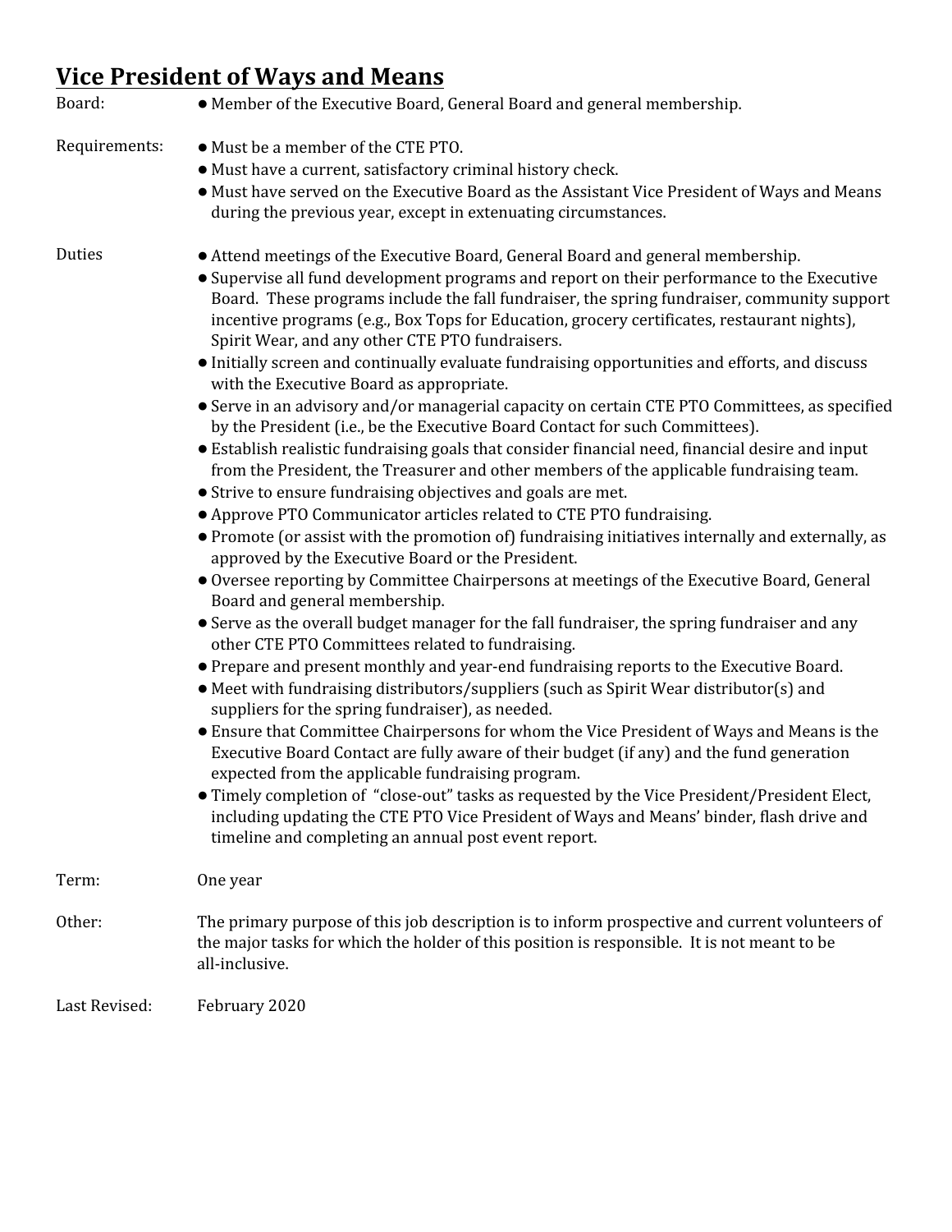## Vice President of Ways and Means

**Board:**

- Member of the Executive Board, General Board and general membership.

**Requirements:**

- Must be a member of the CTE PTO.
- Must have a current, satisfactory criminal history check.
- Must have served on the Executive Board as the Assistant Vice President of Ways and Means during the previous year, except in extenuating circumstances.

**Duties**

- Attend meetings of the Executive Board, General Board and general membership.
- Supervise all fund development programs and report on their performance to the Executive Board. These programs include the fall fundraiser, the spring fundraiser, community support incentive programs (e.g., Box Tops for Education, grocery certificates, restaurant nights), Spirit Wear, and any other CTE PTO fundraisers.
- Initially screen and continually evaluate fundraising opportunities and efforts, and discuss with the Executive Board as appropriate.
- Serve in an advisory and/or managerial capacity on certain CTE PTO Committees, as specified by the President (i.e., be the Executive Board Contact for such Committees).
- Establish realistic fundraising goals that consider financial need, financial desire and input from the President, the Treasurer and other members of the applicable fundraising team.
- Strive to ensure fundraising objectives and goals are met.
- Approve PTO Communicator articles related to CTE PTO fundraising.
- Promote (or assist with the promotion of) fundraising initiatives internally and externally, as approved by the Executive Board or the President.
- Oversee reporting by Committee Chairpersons at meetings of the Executive Board, General Board and general membership.
- Serve as the overall budget manager for the fall fundraiser, the spring fundraiser and any other CTE PTO Committees related to fundraising.
- Prepare and present monthly and year-end fundraising reports to the Executive Board.
- Meet with fundraising distributors/suppliers (such as Spirit Wear distributor(s) and suppliers for the spring fundraiser), as needed.
- Ensure that Committee Chairpersons for whom the Vice President of Ways and Means is the Executive Board Contact are fully aware of their budget (if any) and the fund generation expected from the applicable fundraising program.
- Timely completion of "close-out" tasks as requested by the Vice President/President Elect, including updating the CTE PTO Vice President of Ways and Means' binder, flash drive and timeline and completing an annual post event report.

**Term:** One year

**Other:** The primary purpose of this job description is to inform prospective and current volunteers of the major tasks for which the holder of this position is responsible. It is not meant to be all-inclusive.

**Last Revised:** February 2020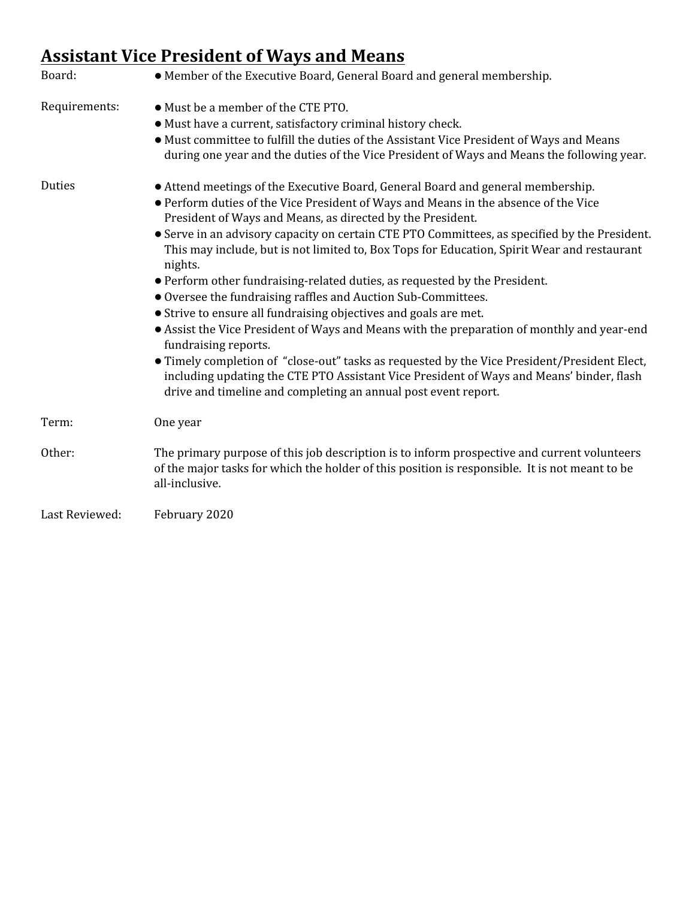## Assistant Vice President of Ways and Means

**Board:**
- Member of the Executive Board, General Board and general membership.

**Requirements:**
- Must be a member of the CTE PTO.
- Must have a current, satisfactory criminal history check.
- Must committee to fulfill the duties of the Assistant Vice President of Ways and Means during one year and the duties of the Vice President of Ways and Means the following year.

**Duties**
- Attend meetings of the Executive Board, General Board and general membership.
- Perform duties of the Vice President of Ways and Means in the absence of the Vice President of Ways and Means, as directed by the President.
- Serve in an advisory capacity on certain CTE PTO Committees, as specified by the President. This may include, but is not limited to, Box Tops for Education, Spirit Wear and restaurant nights.
- Perform other fundraising-related duties, as requested by the President.
- Oversee the fundraising raffles and Auction Sub-Committees.
- Strive to ensure all fundraising objectives and goals are met.
- Assist the Vice President of Ways and Means with the preparation of monthly and year-end fundraising reports.
- Timely completion of "close-out" tasks as requested by the Vice President/President Elect, including updating the CTE PTO Assistant Vice President of Ways and Means' binder, flash drive and timeline and completing an annual post event report.

**Term:** One year

**Other:** The primary purpose of this job description is to inform prospective and current volunteers of the major tasks for which the holder of this position is responsible. It is not meant to be all-inclusive.

**Last Reviewed:** February 2020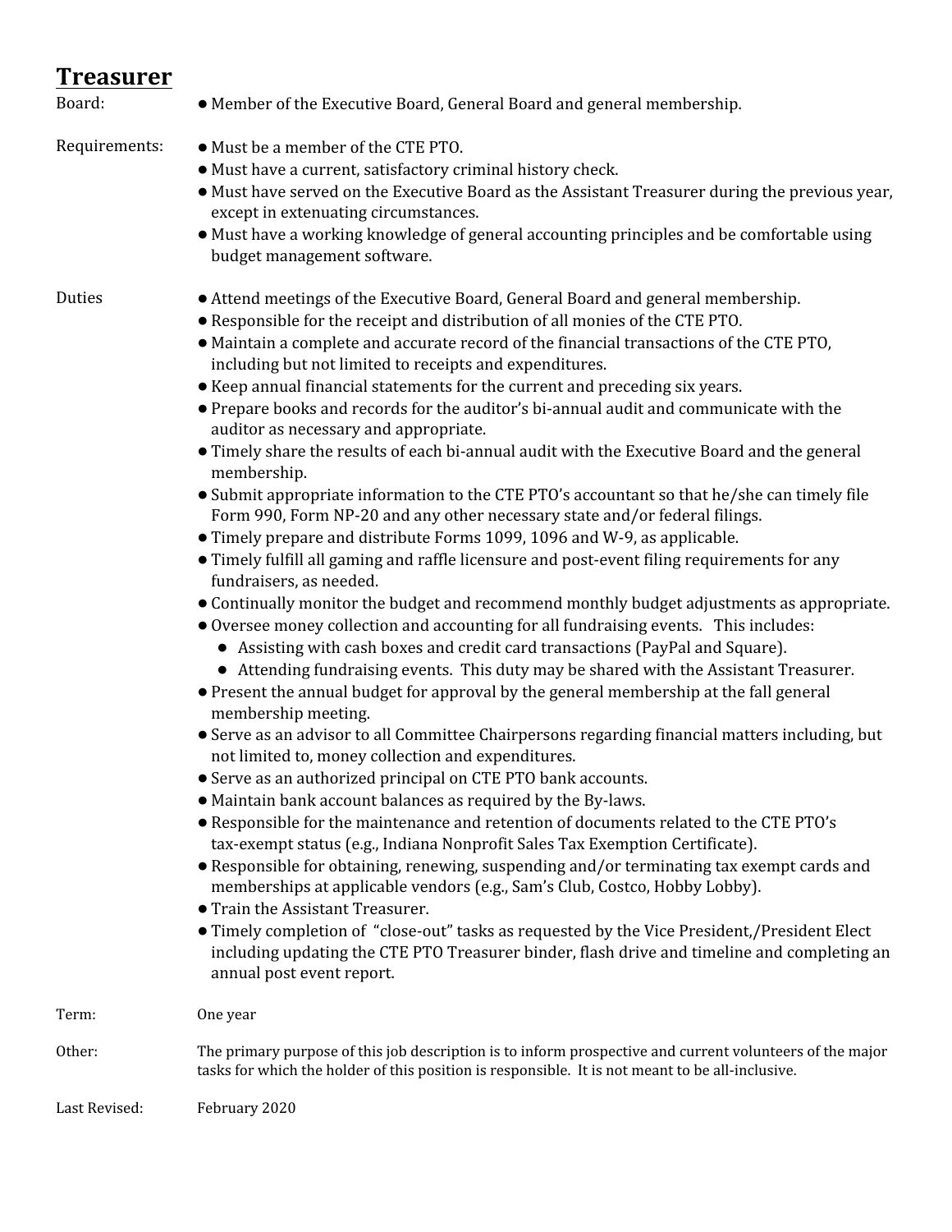## Treasurer

**Board:**

- Member of the Executive Board, General Board and general membership.

**Requirements:**

- Must be a member of the CTE PTO.
- Must have a current, satisfactory criminal history check.
- Must have served on the Executive Board as the Assistant Treasurer during the previous year, except in extenuating circumstances.
- Must have a working knowledge of general accounting principles and be comfortable using budget management software.

**Duties**

- Attend meetings of the Executive Board, General Board and general membership.
- Responsible for the receipt and distribution of all monies of the CTE PTO.
- Maintain a complete and accurate record of the financial transactions of the CTE PTO, including but not limited to receipts and expenditures.
- Keep annual financial statements for the current and preceding six years.
- Prepare books and records for the auditor's bi-annual audit and communicate with the auditor as necessary and appropriate.
- Timely share the results of each bi-annual audit with the Executive Board and the general membership.
- Submit appropriate information to the CTE PTO's accountant so that he/she can timely file Form 990, Form NP-20 and any other necessary state and/or federal filings.
- Timely prepare and distribute Forms 1099, 1096 and W-9, as applicable.
- Timely fulfill all gaming and raffle licensure and post-event filing requirements for any fundraisers, as needed.
- Continually monitor the budget and recommend monthly budget adjustments as appropriate.
- Oversee money collection and accounting for all fundraising events. This includes:
  - Assisting with cash boxes and credit card transactions (PayPal and Square).
  - Attending fundraising events. This duty may be shared with the Assistant Treasurer.
- Present the annual budget for approval by the general membership at the fall general membership meeting.
- Serve as an advisor to all Committee Chairpersons regarding financial matters including, but not limited to, money collection and expenditures.
- Serve as an authorized principal on CTE PTO bank accounts.
- Maintain bank account balances as required by the By-laws.
- Responsible for the maintenance and retention of documents related to the CTE PTO's tax-exempt status (e.g., Indiana Nonprofit Sales Tax Exemption Certificate).
- Responsible for obtaining, renewing, suspending and/or terminating tax exempt cards and memberships at applicable vendors (e.g., Sam's Club, Costco, Hobby Lobby).
- Train the Assistant Treasurer.
- Timely completion of "close-out" tasks as requested by the Vice President,/President Elect including updating the CTE PTO Treasurer binder, flash drive and timeline and completing an annual post event report.

**Term:** One year

**Other:** The primary purpose of this job description is to inform prospective and current volunteers of the major tasks for which the holder of this position is responsible. It is not meant to be all-inclusive.

**Last Revised:** February 2020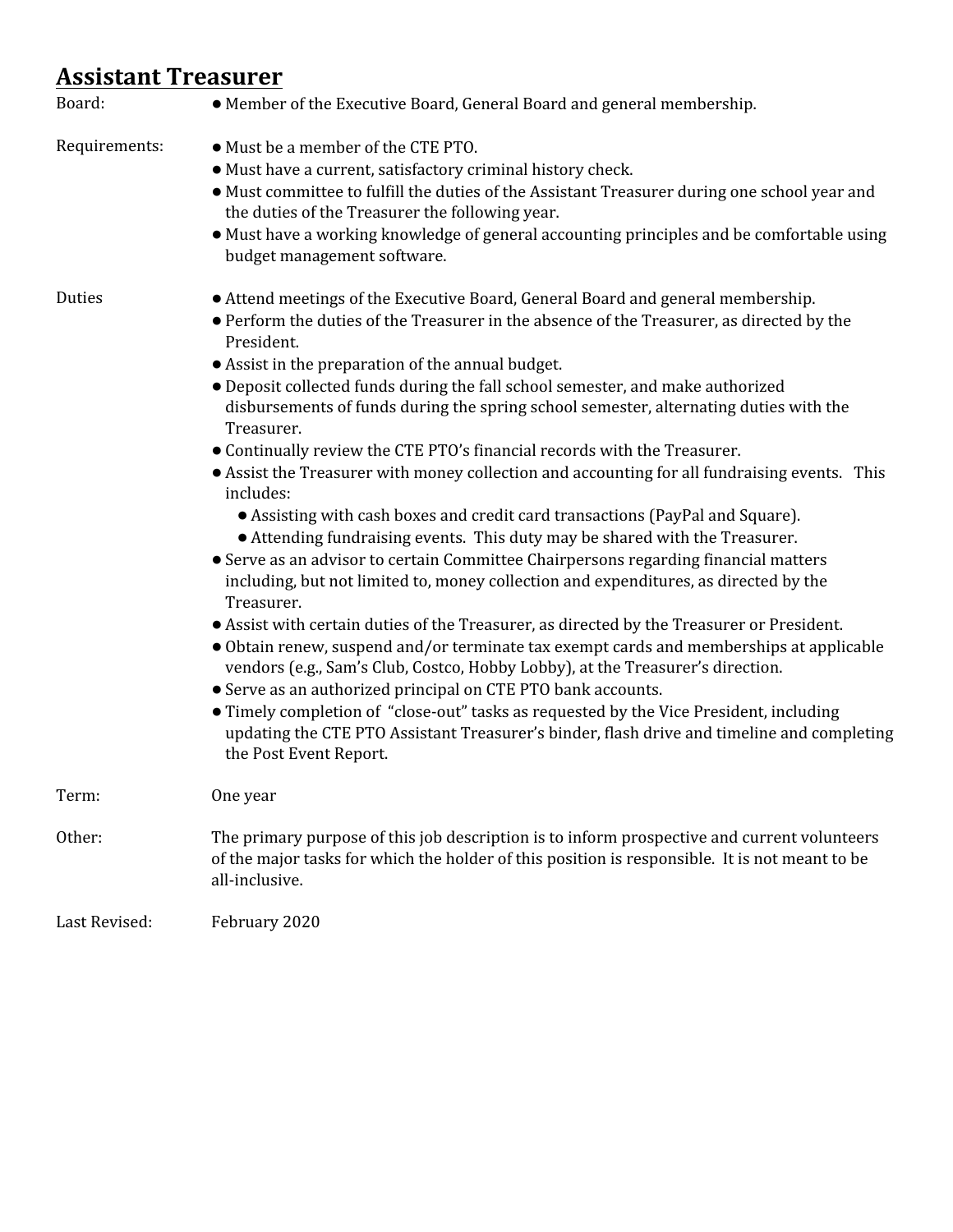## Assistant Treasurer

**Board:**

- Member of the Executive Board, General Board and general membership.

**Requirements:**

- Must be a member of the CTE PTO.
- Must have a current, satisfactory criminal history check.
- Must committee to fulfill the duties of the Assistant Treasurer during one school year and the duties of the Treasurer the following year.
- Must have a working knowledge of general accounting principles and be comfortable using budget management software.

**Duties**

- Attend meetings of the Executive Board, General Board and general membership.
- Perform the duties of the Treasurer in the absence of the Treasurer, as directed by the President.
- Assist in the preparation of the annual budget.
- Deposit collected funds during the fall school semester, and make authorized disbursements of funds during the spring school semester, alternating duties with the Treasurer.
- Continually review the CTE PTO's financial records with the Treasurer.
- Assist the Treasurer with money collection and accounting for all fundraising events. This includes:
  - Assisting with cash boxes and credit card transactions (PayPal and Square).
  - Attending fundraising events. This duty may be shared with the Treasurer.
- Serve as an advisor to certain Committee Chairpersons regarding financial matters including, but not limited to, money collection and expenditures, as directed by the Treasurer.
- Assist with certain duties of the Treasurer, as directed by the Treasurer or President.
- Obtain renew, suspend and/or terminate tax exempt cards and memberships at applicable vendors (e.g., Sam's Club, Costco, Hobby Lobby), at the Treasurer's direction.
- Serve as an authorized principal on CTE PTO bank accounts.
- Timely completion of "close-out" tasks as requested by the Vice President, including updating the CTE PTO Assistant Treasurer's binder, flash drive and timeline and completing the Post Event Report.

**Term:** One year

**Other:** The primary purpose of this job description is to inform prospective and current volunteers of the major tasks for which the holder of this position is responsible. It is not meant to be all-inclusive.

**Last Revised:** February 2020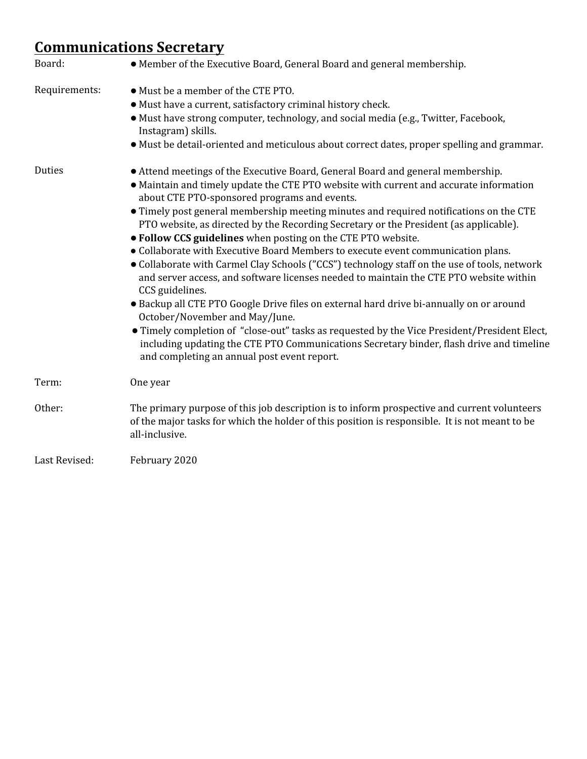## Communications Secretary

**Board:**
- Member of the Executive Board, General Board and general membership.

**Requirements:**
- Must be a member of the CTE PTO.
- Must have a current, satisfactory criminal history check.
- Must have strong computer, technology, and social media (e.g., Twitter, Facebook, Instagram) skills.
- Must be detail-oriented and meticulous about correct dates, proper spelling and grammar.

**Duties**
- Attend meetings of the Executive Board, General Board and general membership.
- Maintain and timely update the CTE PTO website with current and accurate information about CTE PTO-sponsored programs and events.
- Timely post general membership meeting minutes and required notifications on the CTE PTO website, as directed by the Recording Secretary or the President (as applicable).
- **Follow CCS guidelines** when posting on the CTE PTO website.
- Collaborate with Executive Board Members to execute event communication plans.
- Collaborate with Carmel Clay Schools ("CCS") technology staff on the use of tools, network and server access, and software licenses needed to maintain the CTE PTO website within CCS guidelines.
- Backup all CTE PTO Google Drive files on external hard drive bi-annually on or around October/November and May/June.
- Timely completion of "close-out" tasks as requested by the Vice President/President Elect, including updating the CTE PTO Communications Secretary binder, flash drive and timeline and completing an annual post event report.

**Term:** One year

**Other:** The primary purpose of this job description is to inform prospective and current volunteers of the major tasks for which the holder of this position is responsible. It is not meant to be all-inclusive.

**Last Revised:** February 2020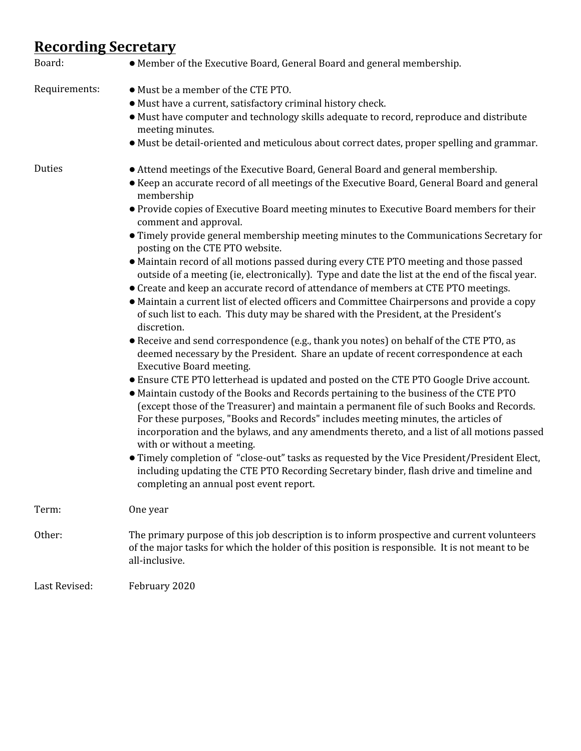## Recording Secretary

**Board:**

- Member of the Executive Board, General Board and general membership.

**Requirements:**

- Must be a member of the CTE PTO.
- Must have a current, satisfactory criminal history check.
- Must have computer and technology skills adequate to record, reproduce and distribute meeting minutes.
- Must be detail-oriented and meticulous about correct dates, proper spelling and grammar.

**Duties**

- Attend meetings of the Executive Board, General Board and general membership.
- Keep an accurate record of all meetings of the Executive Board, General Board and general membership
- Provide copies of Executive Board meeting minutes to Executive Board members for their comment and approval.
- Timely provide general membership meeting minutes to the Communications Secretary for posting on the CTE PTO website.
- Maintain record of all motions passed during every CTE PTO meeting and those passed outside of a meeting (ie, electronically). Type and date the list at the end of the fiscal year.
- Create and keep an accurate record of attendance of members at CTE PTO meetings.
- Maintain a current list of elected officers and Committee Chairpersons and provide a copy of such list to each. This duty may be shared with the President, at the President's discretion.
- Receive and send correspondence (e.g., thank you notes) on behalf of the CTE PTO, as deemed necessary by the President. Share an update of recent correspondence at each Executive Board meeting.
- Ensure CTE PTO letterhead is updated and posted on the CTE PTO Google Drive account.
- Maintain custody of the Books and Records pertaining to the business of the CTE PTO (except those of the Treasurer) and maintain a permanent file of such Books and Records. For these purposes, "Books and Records" includes meeting minutes, the articles of incorporation and the bylaws, and any amendments thereto, and a list of all motions passed with or without a meeting.
- Timely completion of "close-out" tasks as requested by the Vice President/President Elect, including updating the CTE PTO Recording Secretary binder, flash drive and timeline and completing an annual post event report.

**Term:** One year

**Other:** The primary purpose of this job description is to inform prospective and current volunteers of the major tasks for which the holder of this position is responsible. It is not meant to be all-inclusive.

**Last Revised:** February 2020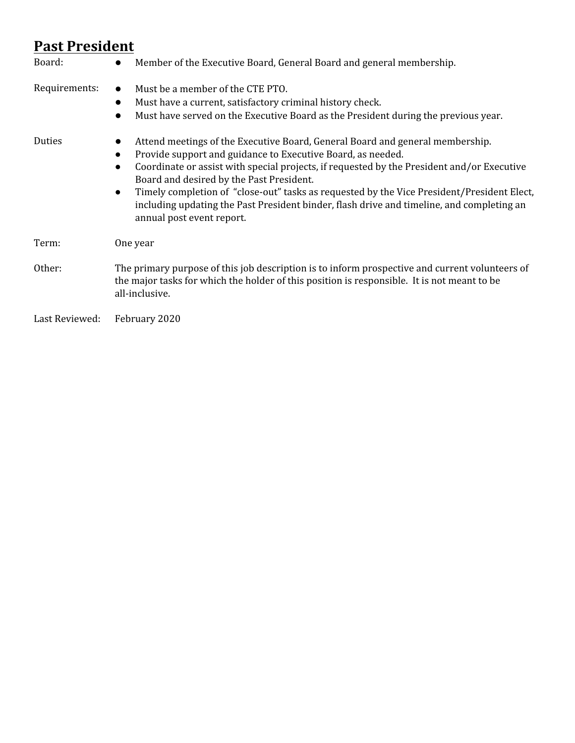## Past President

Board:
- Member of the Executive Board, General Board and general membership.

Requirements:
- Must be a member of the CTE PTO.
- Must have a current, satisfactory criminal history check.
- Must have served on the Executive Board as the President during the previous year.

Duties
- Attend meetings of the Executive Board, General Board and general membership.
- Provide support and guidance to Executive Board, as needed.
- Coordinate or assist with special projects, if requested by the President and/or Executive Board and desired by the Past President.
- Timely completion of "close-out" tasks as requested by the Vice President/President Elect, including updating the Past President binder, flash drive and timeline, and completing an annual post event report.

Term: One year

Other: The primary purpose of this job description is to inform prospective and current volunteers of the major tasks for which the holder of this position is responsible. It is not meant to be all-inclusive.

Last Reviewed: February 2020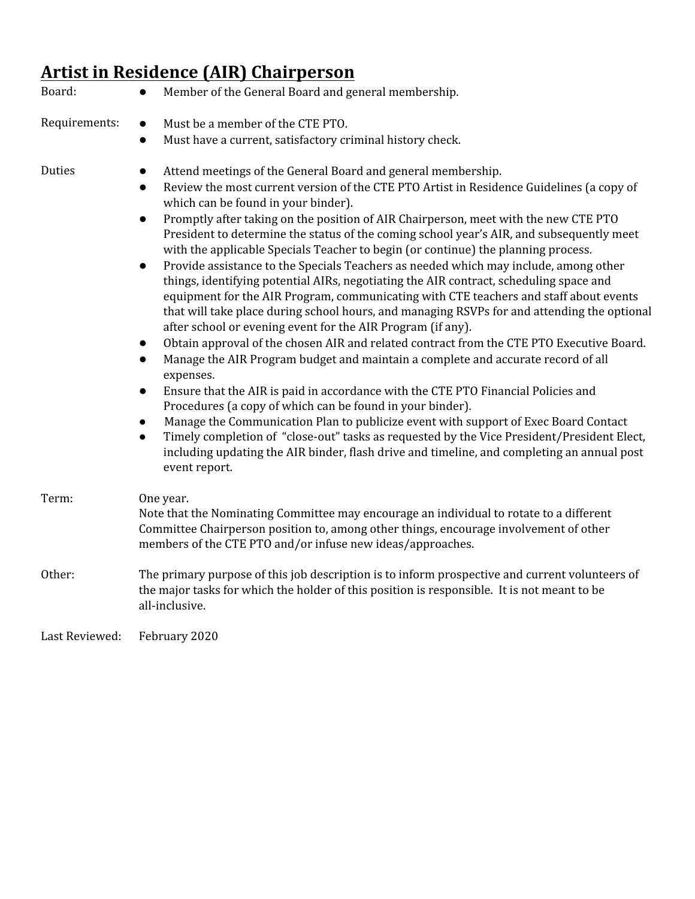## Artist in Residence (AIR) Chairperson

Board:
- Member of the General Board and general membership.

Requirements:
- Must be a member of the CTE PTO.
- Must have a current, satisfactory criminal history check.

Duties
- Attend meetings of the General Board and general membership.
- Review the most current version of the CTE PTO Artist in Residence Guidelines (a copy of which can be found in your binder).
- Promptly after taking on the position of AIR Chairperson, meet with the new CTE PTO President to determine the status of the coming school year's AIR, and subsequently meet with the applicable Specials Teacher to begin (or continue) the planning process.
- Provide assistance to the Specials Teachers as needed which may include, among other things, identifying potential AIRs, negotiating the AIR contract, scheduling space and equipment for the AIR Program, communicating with CTE teachers and staff about events that will take place during school hours, and managing RSVPs for and attending the optional after school or evening event for the AIR Program (if any).
- Obtain approval of the chosen AIR and related contract from the CTE PTO Executive Board.
- Manage the AIR Program budget and maintain a complete and accurate record of all expenses.
- Ensure that the AIR is paid in accordance with the CTE PTO Financial Policies and Procedures (a copy of which can be found in your binder).
- Manage the Communication Plan to publicize event with support of Exec Board Contact
- Timely completion of "close-out" tasks as requested by the Vice President/President Elect, including updating the AIR binder, flash drive and timeline, and completing an annual post event report.

Term: One year.
Note that the Nominating Committee may encourage an individual to rotate to a different Committee Chairperson position to, among other things, encourage involvement of other members of the CTE PTO and/or infuse new ideas/approaches.

Other: The primary purpose of this job description is to inform prospective and current volunteers of the major tasks for which the holder of this position is responsible. It is not meant to be all-inclusive.

Last Reviewed: February 2020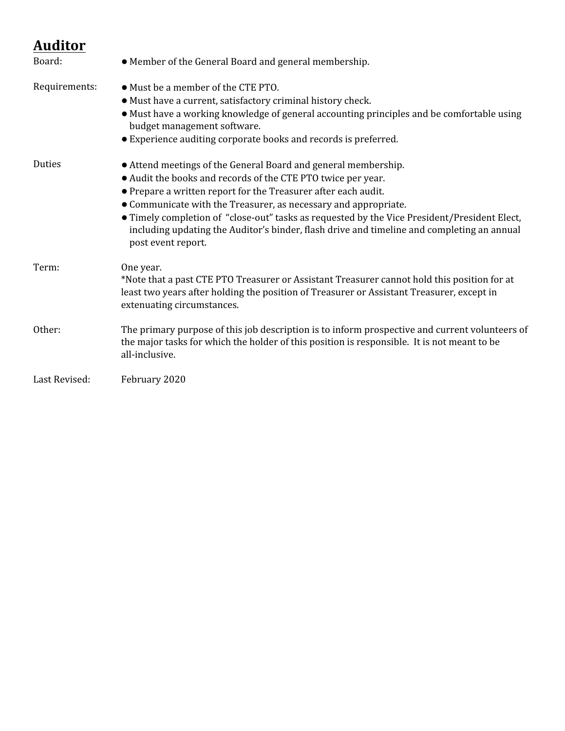## Auditor

**Board:**

- Member of the General Board and general membership.

**Requirements:**

- Must be a member of the CTE PTO.
- Must have a current, satisfactory criminal history check.
- Must have a working knowledge of general accounting principles and be comfortable using budget management software.
- Experience auditing corporate books and records is preferred.

**Duties**

- Attend meetings of the General Board and general membership.
- Audit the books and records of the CTE PTO twice per year.
- Prepare a written report for the Treasurer after each audit.
- Communicate with the Treasurer, as necessary and appropriate.
- Timely completion of "close-out" tasks as requested by the Vice President/President Elect, including updating the Auditor's binder, flash drive and timeline and completing an annual post event report.

**Term:**

One year.

*Note that a past CTE PTO Treasurer or Assistant Treasurer cannot hold this position for at least two years after holding the position of Treasurer or Assistant Treasurer, except in extenuating circumstances.

**Other:**

The primary purpose of this job description is to inform prospective and current volunteers of the major tasks for which the holder of this position is responsible. It is not meant to be all-inclusive.

**Last Revised:**

February 2020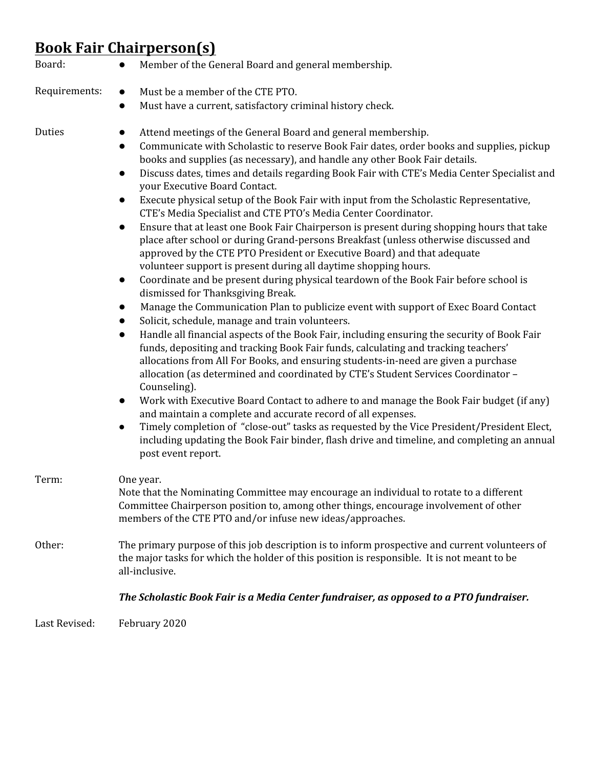## Book Fair Chairperson(s)

Board:

- Member of the General Board and general membership.

Requirements:

- Must be a member of the CTE PTO.
- Must have a current, satisfactory criminal history check.

Duties

- Attend meetings of the General Board and general membership.
- Communicate with Scholastic to reserve Book Fair dates, order books and supplies, pickup books and supplies (as necessary), and handle any other Book Fair details.
- Discuss dates, times and details regarding Book Fair with CTE's Media Center Specialist and your Executive Board Contact.
- Execute physical setup of the Book Fair with input from the Scholastic Representative, CTE's Media Specialist and CTE PTO's Media Center Coordinator.
- Ensure that at least one Book Fair Chairperson is present during shopping hours that take place after school or during Grand-persons Breakfast (unless otherwise discussed and approved by the CTE PTO President or Executive Board) and that adequate volunteer support is present during all daytime shopping hours.
- Coordinate and be present during physical teardown of the Book Fair before school is dismissed for Thanksgiving Break.
- Manage the Communication Plan to publicize event with support of Exec Board Contact
- Solicit, schedule, manage and train volunteers.
- Handle all financial aspects of the Book Fair, including ensuring the security of Book Fair funds, depositing and tracking Book Fair funds, calculating and tracking teachers' allocations from All For Books, and ensuring students-in-need are given a purchase allocation (as determined and coordinated by CTE's Student Services Coordinator – Counseling).
- Work with Executive Board Contact to adhere to and manage the Book Fair budget (if any) and maintain a complete and accurate record of all expenses.
- Timely completion of "close-out" tasks as requested by the Vice President/President Elect, including updating the Book Fair binder, flash drive and timeline, and completing an annual post event report.

Term: One year.
Note that the Nominating Committee may encourage an individual to rotate to a different Committee Chairperson position to, among other things, encourage involvement of other members of the CTE PTO and/or infuse new ideas/approaches.

Other: The primary purpose of this job description is to inform prospective and current volunteers of the major tasks for which the holder of this position is responsible. It is not meant to be all-inclusive.

***The Scholastic Book Fair is a Media Center fundraiser, as opposed to a PTO fundraiser.***

Last Revised: February 2020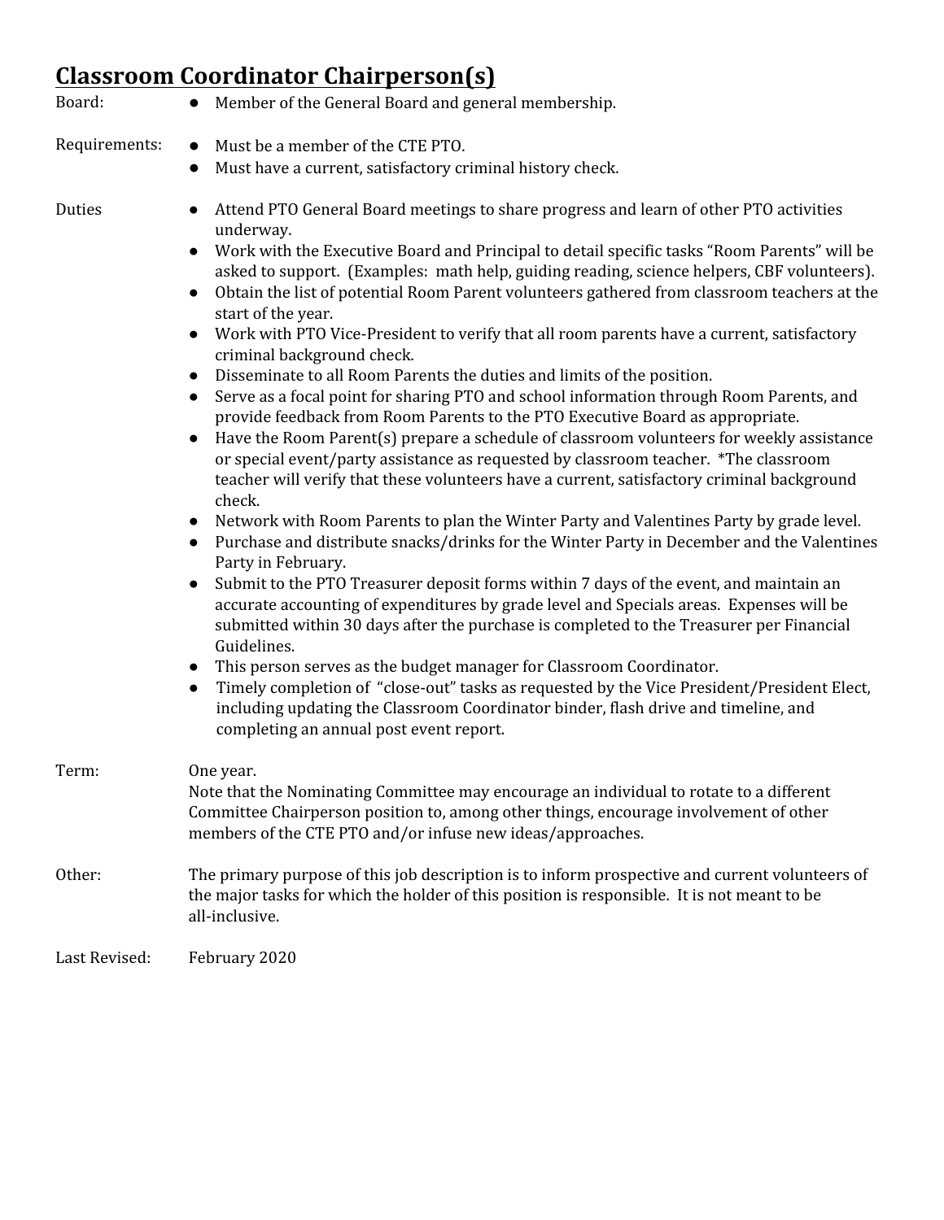## Classroom Coordinator Chairperson(s)

**Board:**
- Member of the General Board and general membership.

**Requirements:**
- Must be a member of the CTE PTO.
- Must have a current, satisfactory criminal history check.

**Duties**
- Attend PTO General Board meetings to share progress and learn of other PTO activities underway.
- Work with the Executive Board and Principal to detail specific tasks "Room Parents" will be asked to support. (Examples: math help, guiding reading, science helpers, CBF volunteers).
- Obtain the list of potential Room Parent volunteers gathered from classroom teachers at the start of the year.
- Work with PTO Vice-President to verify that all room parents have a current, satisfactory criminal background check.
- Disseminate to all Room Parents the duties and limits of the position.
- Serve as a focal point for sharing PTO and school information through Room Parents, and provide feedback from Room Parents to the PTO Executive Board as appropriate.
- Have the Room Parent(s) prepare a schedule of classroom volunteers for weekly assistance or special event/party assistance as requested by classroom teacher. *The classroom teacher will verify that these volunteers have a current, satisfactory criminal background check.
- Network with Room Parents to plan the Winter Party and Valentines Party by grade level.
- Purchase and distribute snacks/drinks for the Winter Party in December and the Valentines Party in February.
- Submit to the PTO Treasurer deposit forms within 7 days of the event, and maintain an accurate accounting of expenditures by grade level and Specials areas. Expenses will be submitted within 30 days after the purchase is completed to the Treasurer per Financial Guidelines.
- This person serves as the budget manager for Classroom Coordinator.
- Timely completion of "close-out" tasks as requested by the Vice President/President Elect, including updating the Classroom Coordinator binder, flash drive and timeline, and completing an annual post event report.

**Term:** One year.
Note that the Nominating Committee may encourage an individual to rotate to a different Committee Chairperson position to, among other things, encourage involvement of other members of the CTE PTO and/or infuse new ideas/approaches.

**Other:** The primary purpose of this job description is to inform prospective and current volunteers of the major tasks for which the holder of this position is responsible. It is not meant to be all-inclusive.

**Last Revised:** February 2020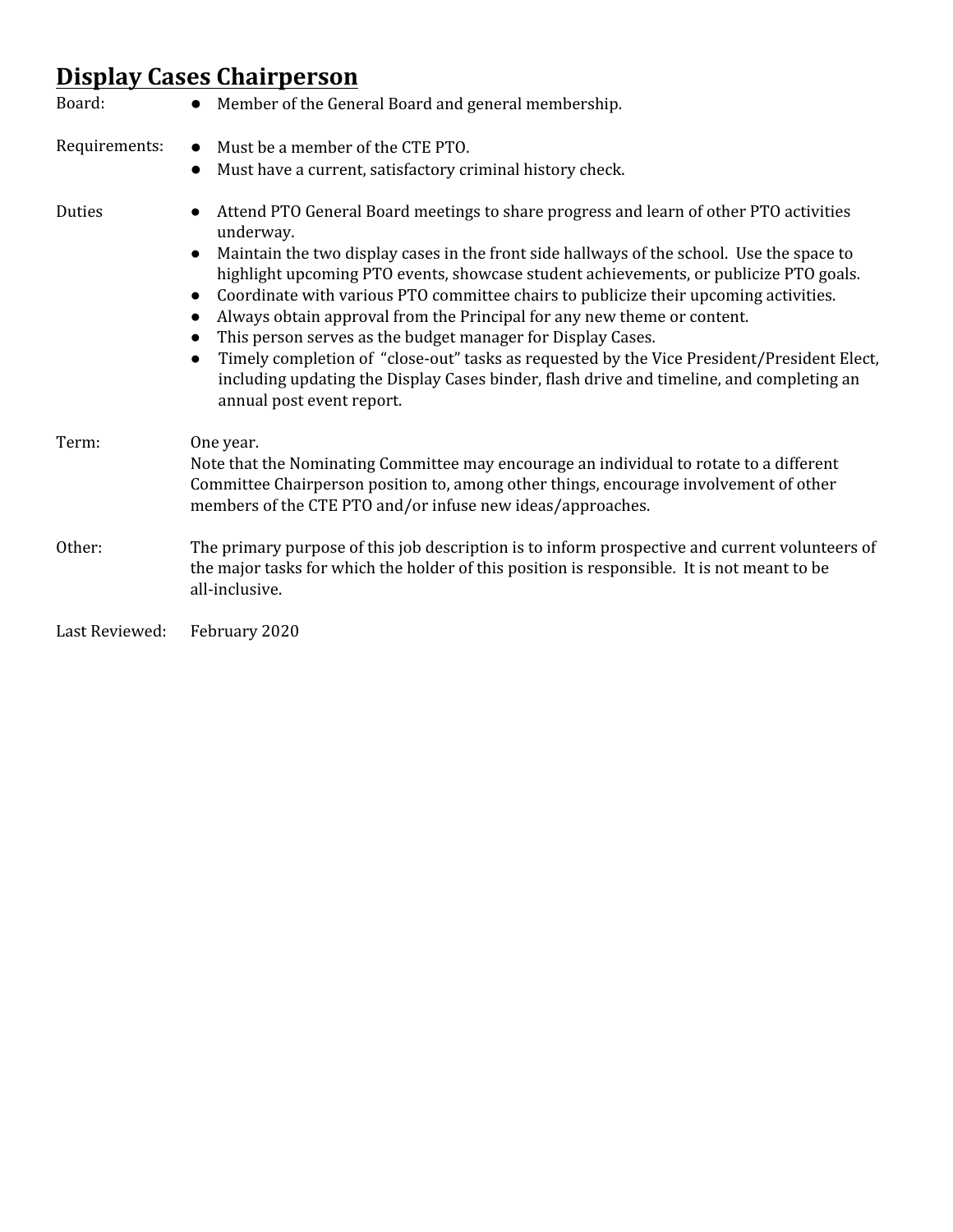## Display Cases Chairperson

**Board:**
- Member of the General Board and general membership.

**Requirements:**
- Must be a member of the CTE PTO.
- Must have a current, satisfactory criminal history check.

**Duties**
- Attend PTO General Board meetings to share progress and learn of other PTO activities underway.
- Maintain the two display cases in the front side hallways of the school. Use the space to highlight upcoming PTO events, showcase student achievements, or publicize PTO goals.
- Coordinate with various PTO committee chairs to publicize their upcoming activities.
- Always obtain approval from the Principal for any new theme or content.
- This person serves as the budget manager for Display Cases.
- Timely completion of "close-out" tasks as requested by the Vice President/President Elect, including updating the Display Cases binder, flash drive and timeline, and completing an annual post event report.

**Term:** One year.
Note that the Nominating Committee may encourage an individual to rotate to a different Committee Chairperson position to, among other things, encourage involvement of other members of the CTE PTO and/or infuse new ideas/approaches.

**Other:** The primary purpose of this job description is to inform prospective and current volunteers of the major tasks for which the holder of this position is responsible. It is not meant to be all-inclusive.

**Last Reviewed:** February 2020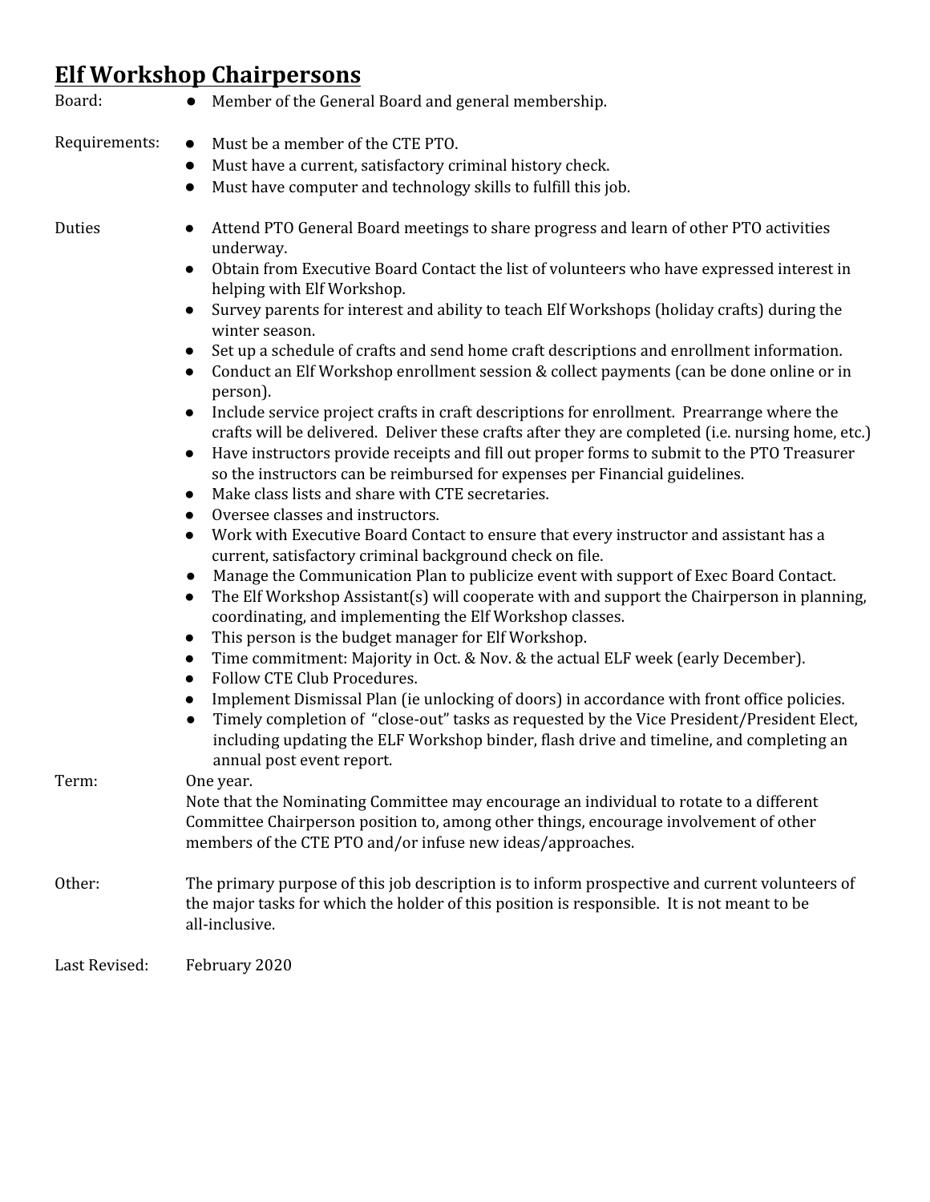## Elf Workshop Chairpersons

Board:
- Member of the General Board and general membership.

Requirements:
- Must be a member of the CTE PTO.
- Must have a current, satisfactory criminal history check.
- Must have computer and technology skills to fulfill this job.

Duties
- Attend PTO General Board meetings to share progress and learn of other PTO activities underway.
- Obtain from Executive Board Contact the list of volunteers who have expressed interest in helping with Elf Workshop.
- Survey parents for interest and ability to teach Elf Workshops (holiday crafts) during the winter season.
- Set up a schedule of crafts and send home craft descriptions and enrollment information.
- Conduct an Elf Workshop enrollment session & collect payments (can be done online or in person).
- Include service project crafts in craft descriptions for enrollment. Prearrange where the crafts will be delivered. Deliver these crafts after they are completed (i.e. nursing home, etc.)
- Have instructors provide receipts and fill out proper forms to submit to the PTO Treasurer so the instructors can be reimbursed for expenses per Financial guidelines.
- Make class lists and share with CTE secretaries.
- Oversee classes and instructors.
- Work with Executive Board Contact to ensure that every instructor and assistant has a current, satisfactory criminal background check on file.
- Manage the Communication Plan to publicize event with support of Exec Board Contact.
- The Elf Workshop Assistant(s) will cooperate with and support the Chairperson in planning, coordinating, and implementing the Elf Workshop classes.
- This person is the budget manager for Elf Workshop.
- Time commitment: Majority in Oct. & Nov. & the actual ELF week (early December).
- Follow CTE Club Procedures.
- Implement Dismissal Plan (ie unlocking of doors) in accordance with front office policies.
- Timely completion of "close-out" tasks as requested by the Vice President/President Elect, including updating the ELF Workshop binder, flash drive and timeline, and completing an annual post event report.

Term: One year.
Note that the Nominating Committee may encourage an individual to rotate to a different Committee Chairperson position to, among other things, encourage involvement of other members of the CTE PTO and/or infuse new ideas/approaches.

Other: The primary purpose of this job description is to inform prospective and current volunteers of the major tasks for which the holder of this position is responsible. It is not meant to be all-inclusive.

Last Revised: February 2020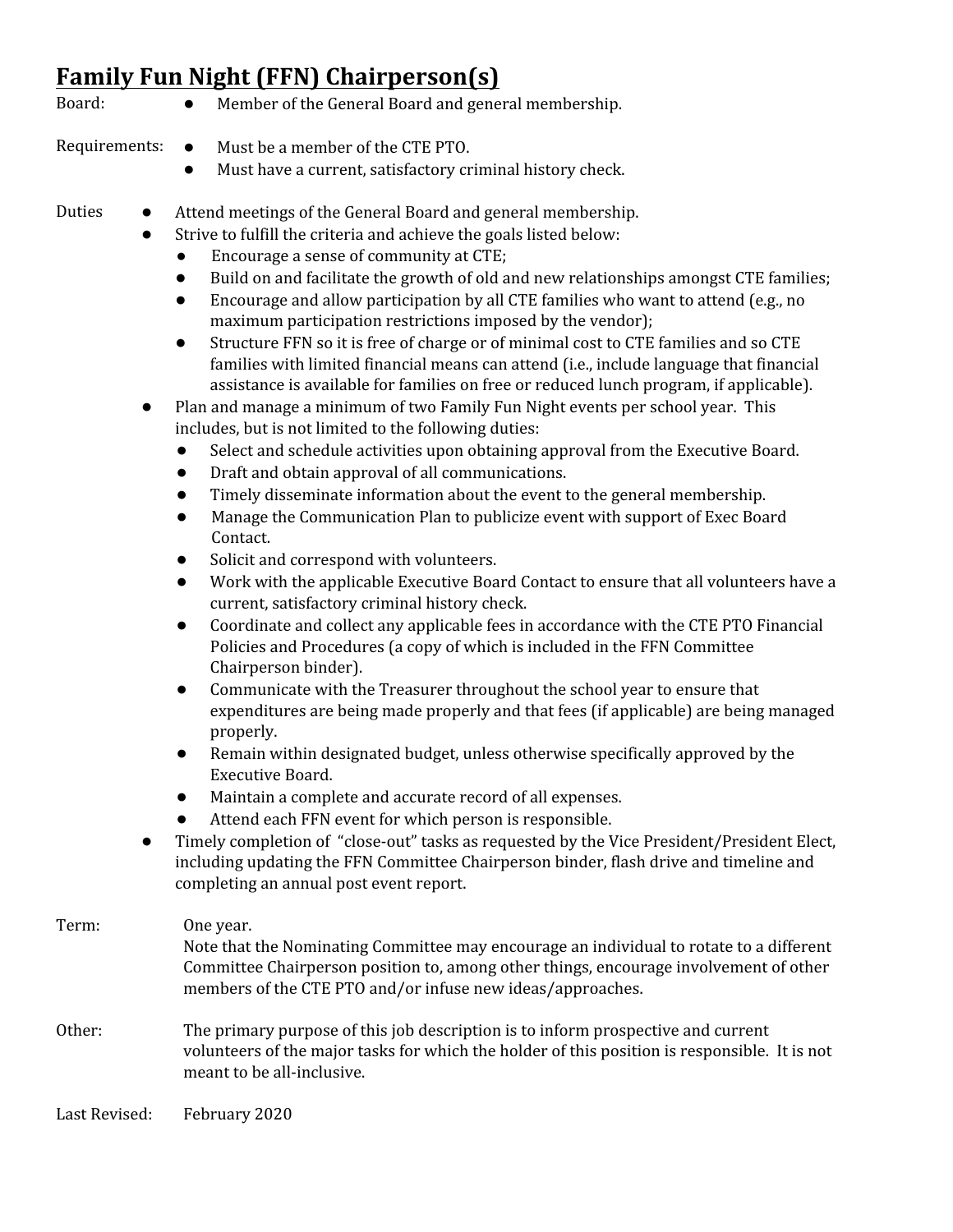## Family Fun Night (FFN) Chairperson(s)

**Board:**
- Member of the General Board and general membership.

**Requirements:**
- Must be a member of the CTE PTO.
- Must have a current, satisfactory criminal history check.

**Duties**
- Attend meetings of the General Board and general membership.
- Strive to fulfill the criteria and achieve the goals listed below:
  - Encourage a sense of community at CTE;
  - Build on and facilitate the growth of old and new relationships amongst CTE families;
  - Encourage and allow participation by all CTE families who want to attend (e.g., no maximum participation restrictions imposed by the vendor);
  - Structure FFN so it is free of charge or of minimal cost to CTE families and so CTE families with limited financial means can attend (i.e., include language that financial assistance is available for families on free or reduced lunch program, if applicable).
- Plan and manage a minimum of two Family Fun Night events per school year. This includes, but is not limited to the following duties:
  - Select and schedule activities upon obtaining approval from the Executive Board.
  - Draft and obtain approval of all communications.
  - Timely disseminate information about the event to the general membership.
  - Manage the Communication Plan to publicize event with support of Exec Board Contact.
  - Solicit and correspond with volunteers.
  - Work with the applicable Executive Board Contact to ensure that all volunteers have a current, satisfactory criminal history check.
  - Coordinate and collect any applicable fees in accordance with the CTE PTO Financial Policies and Procedures (a copy of which is included in the FFN Committee Chairperson binder).
  - Communicate with the Treasurer throughout the school year to ensure that expenditures are being made properly and that fees (if applicable) are being managed properly.
  - Remain within designated budget, unless otherwise specifically approved by the Executive Board.
  - Maintain a complete and accurate record of all expenses.
  - Attend each FFN event for which person is responsible.
- Timely completion of "close-out" tasks as requested by the Vice President/President Elect, including updating the FFN Committee Chairperson binder, flash drive and timeline and completing an annual post event report.

**Term:** One year.
Note that the Nominating Committee may encourage an individual to rotate to a different Committee Chairperson position to, among other things, encourage involvement of other members of the CTE PTO and/or infuse new ideas/approaches.

**Other:** The primary purpose of this job description is to inform prospective and current volunteers of the major tasks for which the holder of this position is responsible. It is not meant to be all-inclusive.

**Last Revised:** February 2020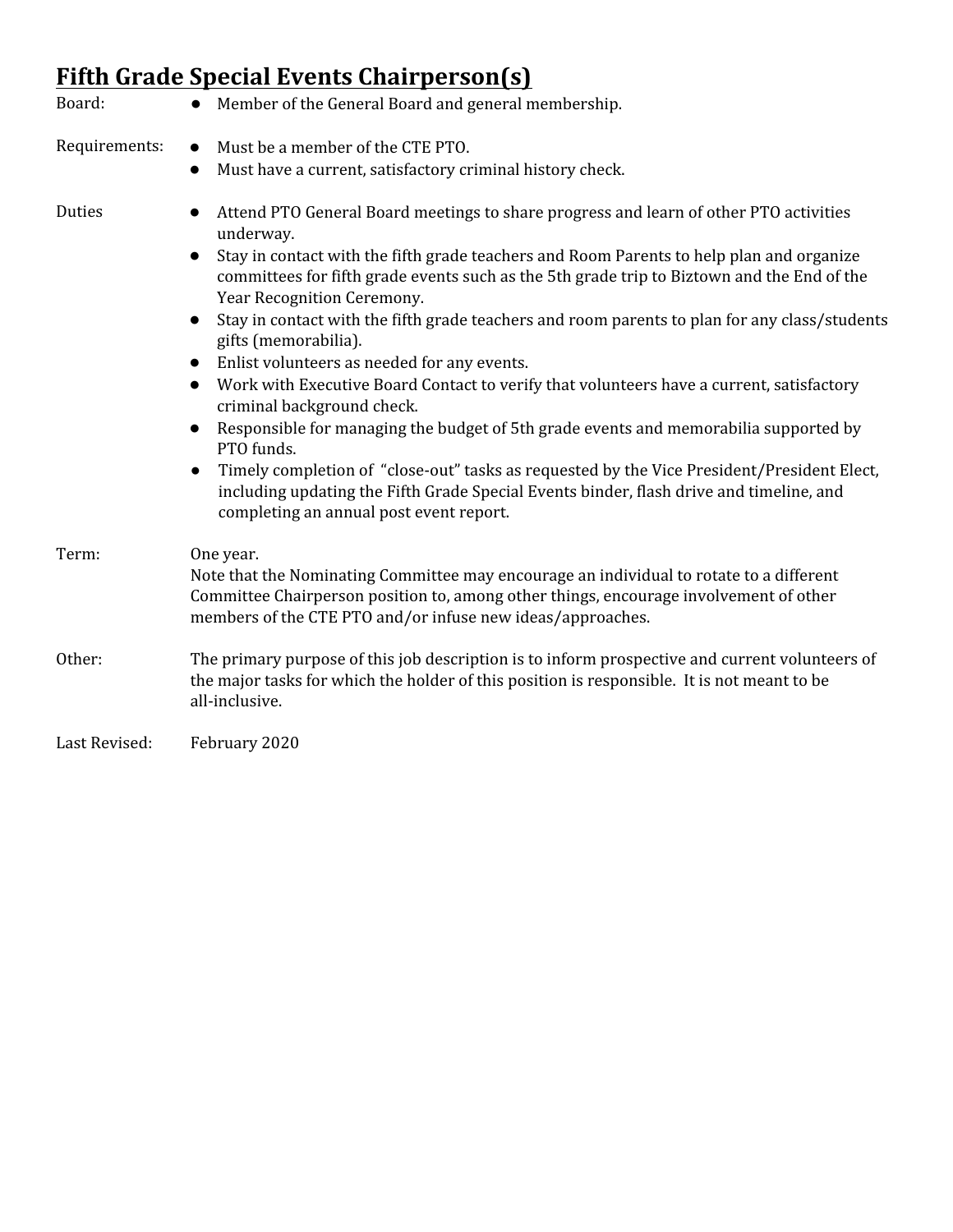## Fifth Grade Special Events Chairperson(s)

**Board:**
- Member of the General Board and general membership.

**Requirements:**
- Must be a member of the CTE PTO.
- Must have a current, satisfactory criminal history check.

**Duties**
- Attend PTO General Board meetings to share progress and learn of other PTO activities underway.
- Stay in contact with the fifth grade teachers and Room Parents to help plan and organize committees for fifth grade events such as the 5th grade trip to Biztown and the End of the Year Recognition Ceremony.
- Stay in contact with the fifth grade teachers and room parents to plan for any class/students gifts (memorabilia).
- Enlist volunteers as needed for any events.
- Work with Executive Board Contact to verify that volunteers have a current, satisfactory criminal background check.
- Responsible for managing the budget of 5th grade events and memorabilia supported by PTO funds.
- Timely completion of "close-out" tasks as requested by the Vice President/President Elect, including updating the Fifth Grade Special Events binder, flash drive and timeline, and completing an annual post event report.

**Term:** One year.
Note that the Nominating Committee may encourage an individual to rotate to a different Committee Chairperson position to, among other things, encourage involvement of other members of the CTE PTO and/or infuse new ideas/approaches.

**Other:** The primary purpose of this job description is to inform prospective and current volunteers of the major tasks for which the holder of this position is responsible. It is not meant to be all-inclusive.

**Last Revised:** February 2020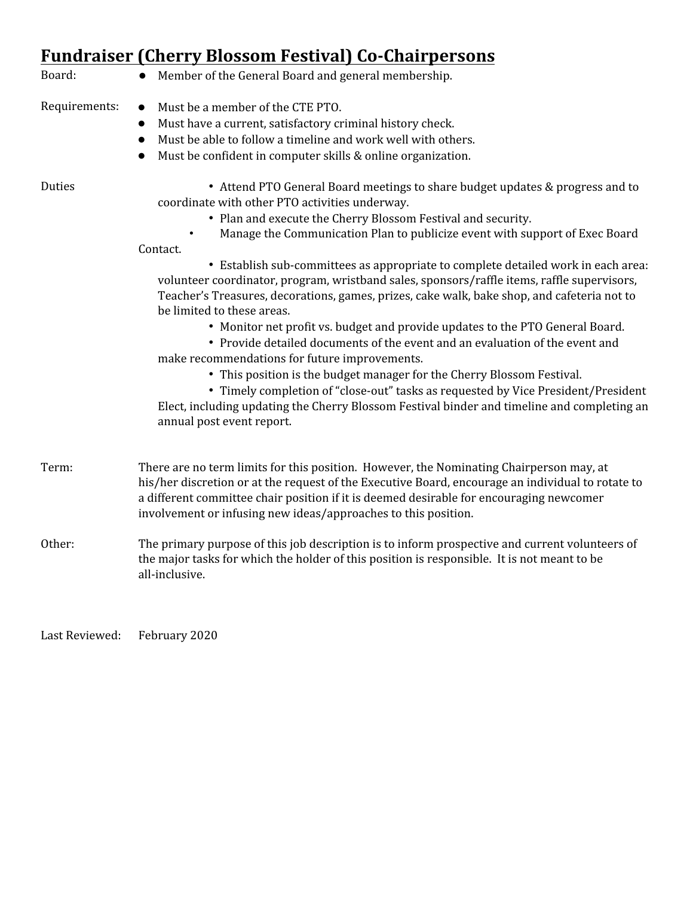## Fundraiser (Cherry Blossom Festival) Co-Chairpersons

**Board:**

- Member of the General Board and general membership.

**Requirements:**

- Must be a member of the CTE PTO.
- Must have a current, satisfactory criminal history check.
- Must be able to follow a timeline and work well with others.
- Must be confident in computer skills & online organization.

**Duties**

- Attend PTO General Board meetings to share budget updates & progress and to coordinate with other PTO activities underway.
- Plan and execute the Cherry Blossom Festival and security.
- Manage the Communication Plan to publicize event with support of Exec Board Contact.
- Establish sub-committees as appropriate to complete detailed work in each area: volunteer coordinator, program, wristband sales, sponsors/raffle items, raffle supervisors, Teacher's Treasures, decorations, games, prizes, cake walk, bake shop, and cafeteria not to be limited to these areas.
- Monitor net profit vs. budget and provide updates to the PTO General Board.
- Provide detailed documents of the event and an evaluation of the event and make recommendations for future improvements.
- This position is the budget manager for the Cherry Blossom Festival.
- Timely completion of "close-out" tasks as requested by Vice President/President Elect, including updating the Cherry Blossom Festival binder and timeline and completing an annual post event report.

**Term:** There are no term limits for this position. However, the Nominating Chairperson may, at his/her discretion or at the request of the Executive Board, encourage an individual to rotate to a different committee chair position if it is deemed desirable for encouraging newcomer involvement or infusing new ideas/approaches to this position.

**Other:** The primary purpose of this job description is to inform prospective and current volunteers of the major tasks for which the holder of this position is responsible. It is not meant to be all-inclusive.

**Last Reviewed:** February 2020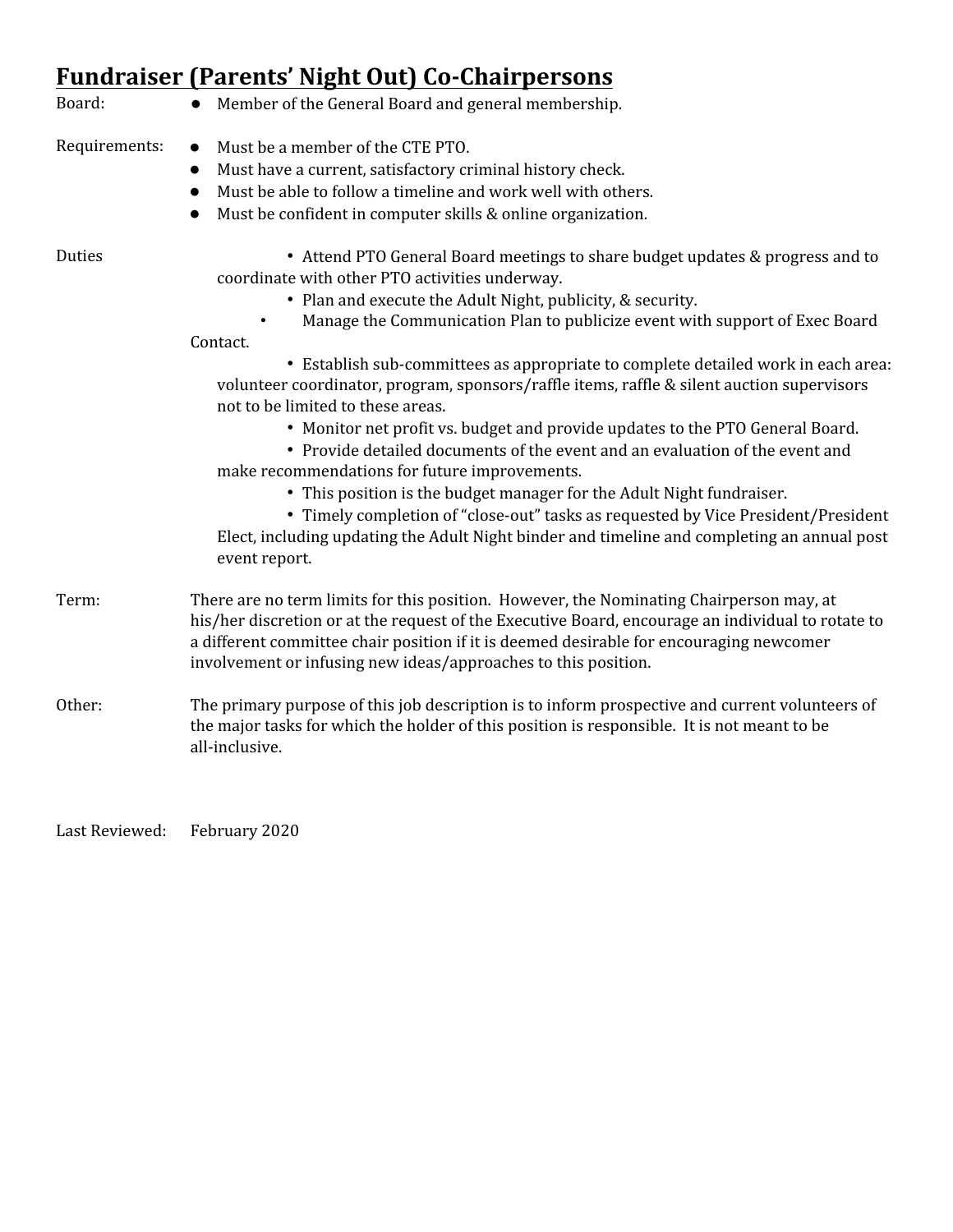## Fundraiser (Parents' Night Out) Co-Chairpersons

Board:
- Member of the General Board and general membership.

Requirements:
- Must be a member of the CTE PTO.
- Must have a current, satisfactory criminal history check.
- Must be able to follow a timeline and work well with others.
- Must be confident in computer skills & online organization.

Duties
- Attend PTO General Board meetings to share budget updates & progress and to coordinate with other PTO activities underway.
- Plan and execute the Adult Night, publicity, & security.
- Manage the Communication Plan to publicize event with support of Exec Board Contact.
- Establish sub-committees as appropriate to complete detailed work in each area: volunteer coordinator, program, sponsors/raffle items, raffle & silent auction supervisors not to be limited to these areas.
- Monitor net profit vs. budget and provide updates to the PTO General Board.
- Provide detailed documents of the event and an evaluation of the event and make recommendations for future improvements.
- This position is the budget manager for the Adult Night fundraiser.
- Timely completion of "close-out" tasks as requested by Vice President/President Elect, including updating the Adult Night binder and timeline and completing an annual post event report.

Term: There are no term limits for this position. However, the Nominating Chairperson may, at his/her discretion or at the request of the Executive Board, encourage an individual to rotate to a different committee chair position if it is deemed desirable for encouraging newcomer involvement or infusing new ideas/approaches to this position.

Other: The primary purpose of this job description is to inform prospective and current volunteers of the major tasks for which the holder of this position is responsible. It is not meant to be all-inclusive.

Last Reviewed: February 2020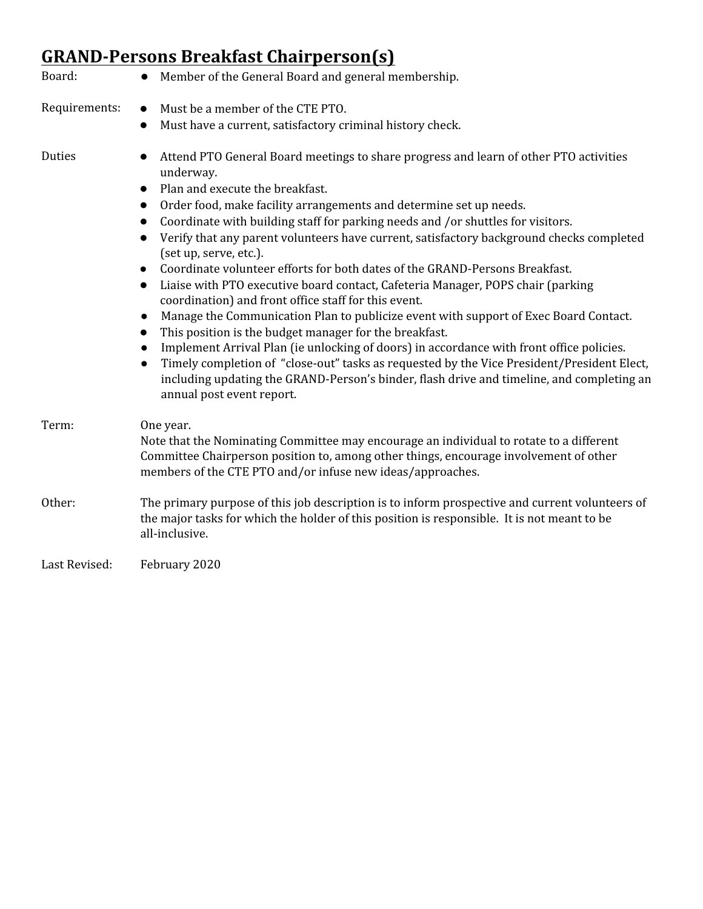## GRAND-Persons Breakfast Chairperson(s)

**Board:**
- Member of the General Board and general membership.

**Requirements:**
- Must be a member of the CTE PTO.
- Must have a current, satisfactory criminal history check.

**Duties**
- Attend PTO General Board meetings to share progress and learn of other PTO activities underway.
- Plan and execute the breakfast.
- Order food, make facility arrangements and determine set up needs.
- Coordinate with building staff for parking needs and /or shuttles for visitors.
- Verify that any parent volunteers have current, satisfactory background checks completed (set up, serve, etc.).
- Coordinate volunteer efforts for both dates of the GRAND-Persons Breakfast.
- Liaise with PTO executive board contact, Cafeteria Manager, POPS chair (parking coordination) and front office staff for this event.
- Manage the Communication Plan to publicize event with support of Exec Board Contact.
- This position is the budget manager for the breakfast.
- Implement Arrival Plan (ie unlocking of doors) in accordance with front office policies.
- Timely completion of "close-out" tasks as requested by the Vice President/President Elect, including updating the GRAND-Person's binder, flash drive and timeline, and completing an annual post event report.

**Term:** One year.
Note that the Nominating Committee may encourage an individual to rotate to a different Committee Chairperson position to, among other things, encourage involvement of other members of the CTE PTO and/or infuse new ideas/approaches.

**Other:** The primary purpose of this job description is to inform prospective and current volunteers of the major tasks for which the holder of this position is responsible. It is not meant to be all-inclusive.

**Last Revised:** February 2020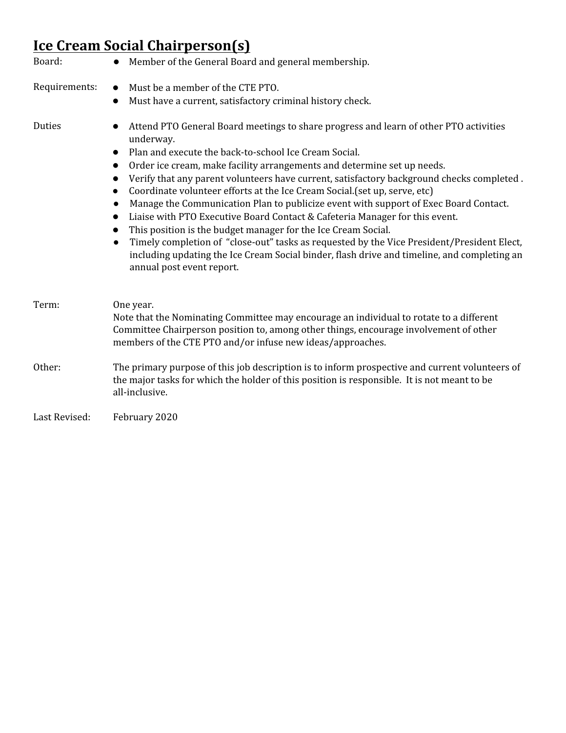## **Ice Cream Social Chairperson(s)**

Board:
- Member of the General Board and general membership.

Requirements:
- Must be a member of the CTE PTO.
- Must have a current, satisfactory criminal history check.

Duties
- Attend PTO General Board meetings to share progress and learn of other PTO activities underway.
- Plan and execute the back-to-school Ice Cream Social.
- Order ice cream, make facility arrangements and determine set up needs.
- Verify that any parent volunteers have current, satisfactory background checks completed .
- Coordinate volunteer efforts at the Ice Cream Social.(set up, serve, etc)
- Manage the Communication Plan to publicize event with support of Exec Board Contact.
- Liaise with PTO Executive Board Contact & Cafeteria Manager for this event.
- This position is the budget manager for the Ice Cream Social.
- Timely completion of "close-out" tasks as requested by the Vice President/President Elect, including updating the Ice Cream Social binder, flash drive and timeline, and completing an annual post event report.

Term: One year.
Note that the Nominating Committee may encourage an individual to rotate to a different Committee Chairperson position to, among other things, encourage involvement of other members of the CTE PTO and/or infuse new ideas/approaches.

Other: The primary purpose of this job description is to inform prospective and current volunteers of the major tasks for which the holder of this position is responsible. It is not meant to be all-inclusive.

Last Revised: February 2020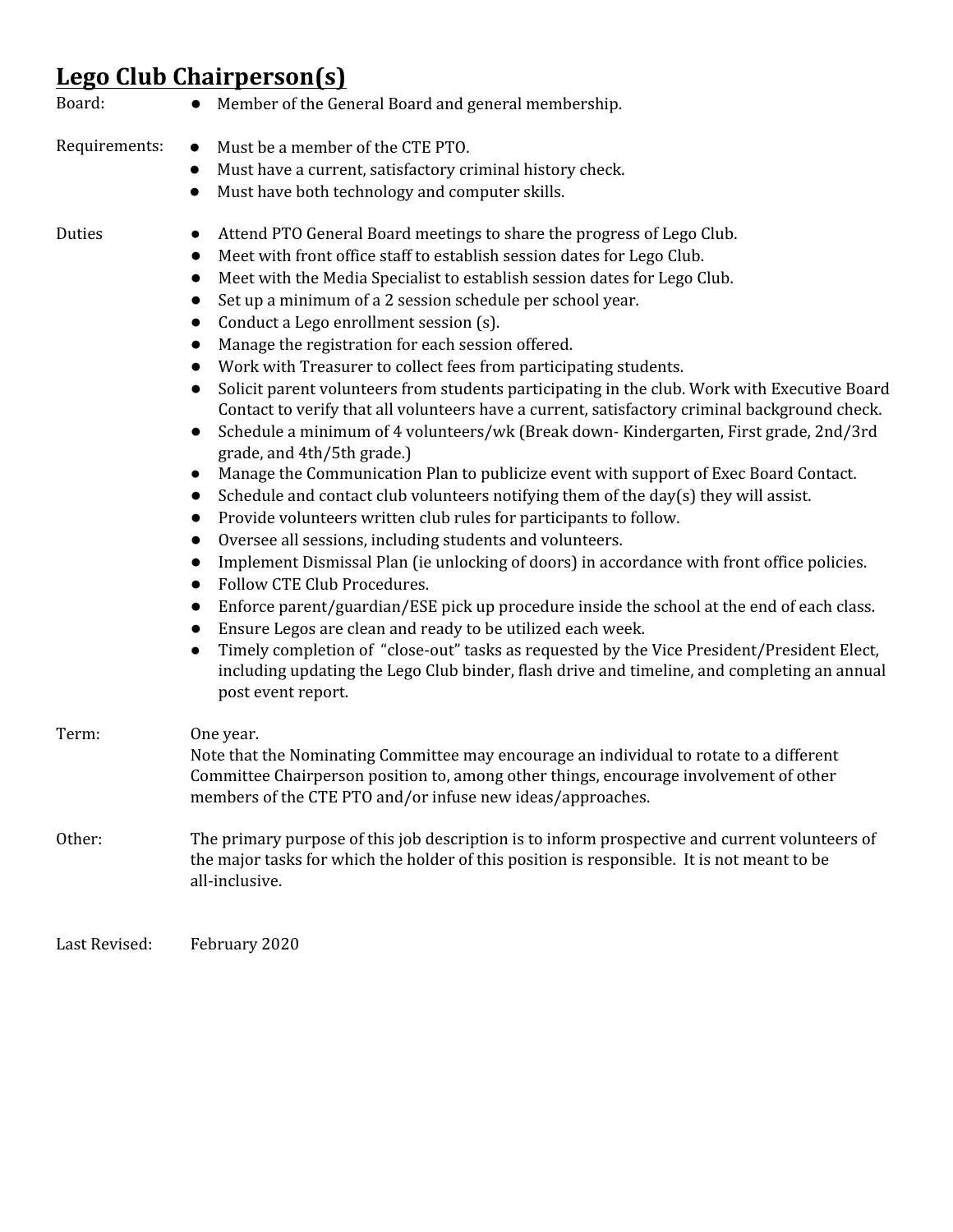## **Lego Club Chairperson(s)**

Board:
- Member of the General Board and general membership.

Requirements:
- Must be a member of the CTE PTO.
- Must have a current, satisfactory criminal history check.
- Must have both technology and computer skills.

Duties
- Attend PTO General Board meetings to share the progress of Lego Club.
- Meet with front office staff to establish session dates for Lego Club.
- Meet with the Media Specialist to establish session dates for Lego Club.
- Set up a minimum of a 2 session schedule per school year.
- Conduct a Lego enrollment session (s).
- Manage the registration for each session offered.
- Work with Treasurer to collect fees from participating students.
- Solicit parent volunteers from students participating in the club. Work with Executive Board Contact to verify that all volunteers have a current, satisfactory criminal background check.
- Schedule a minimum of 4 volunteers/wk (Break down- Kindergarten, First grade, 2nd/3rd grade, and 4th/5th grade.)
- Manage the Communication Plan to publicize event with support of Exec Board Contact.
- Schedule and contact club volunteers notifying them of the day(s) they will assist.
- Provide volunteers written club rules for participants to follow.
- Oversee all sessions, including students and volunteers.
- Implement Dismissal Plan (ie unlocking of doors) in accordance with front office policies.
- Follow CTE Club Procedures.
- Enforce parent/guardian/ESE pick up procedure inside the school at the end of each class.
- Ensure Legos are clean and ready to be utilized each week.
- Timely completion of "close-out" tasks as requested by the Vice President/President Elect, including updating the Lego Club binder, flash drive and timeline, and completing an annual post event report.

Term: One year.
Note that the Nominating Committee may encourage an individual to rotate to a different Committee Chairperson position to, among other things, encourage involvement of other members of the CTE PTO and/or infuse new ideas/approaches.

Other: The primary purpose of this job description is to inform prospective and current volunteers of the major tasks for which the holder of this position is responsible. It is not meant to be all-inclusive.

Last Revised: February 2020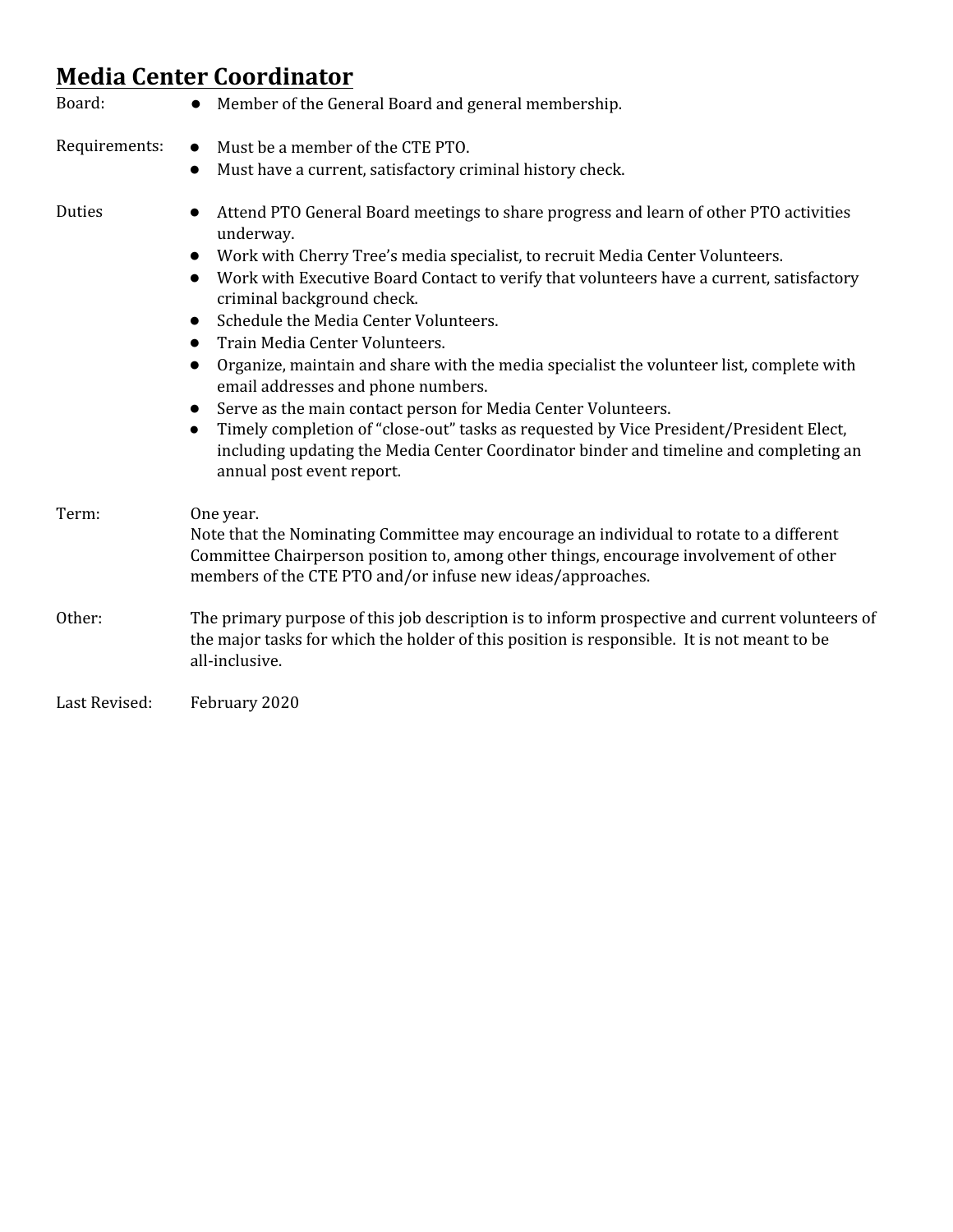## Media Center Coordinator

Board:
- Member of the General Board and general membership.

Requirements:
- Must be a member of the CTE PTO.
- Must have a current, satisfactory criminal history check.

Duties
- Attend PTO General Board meetings to share progress and learn of other PTO activities underway.
- Work with Cherry Tree's media specialist, to recruit Media Center Volunteers.
- Work with Executive Board Contact to verify that volunteers have a current, satisfactory criminal background check.
- Schedule the Media Center Volunteers.
- Train Media Center Volunteers.
- Organize, maintain and share with the media specialist the volunteer list, complete with email addresses and phone numbers.
- Serve as the main contact person for Media Center Volunteers.
- Timely completion of "close-out" tasks as requested by Vice President/President Elect, including updating the Media Center Coordinator binder and timeline and completing an annual post event report.

Term: One year.
Note that the Nominating Committee may encourage an individual to rotate to a different Committee Chairperson position to, among other things, encourage involvement of other members of the CTE PTO and/or infuse new ideas/approaches.

Other: The primary purpose of this job description is to inform prospective and current volunteers of the major tasks for which the holder of this position is responsible. It is not meant to be all-inclusive.

Last Revised: February 2020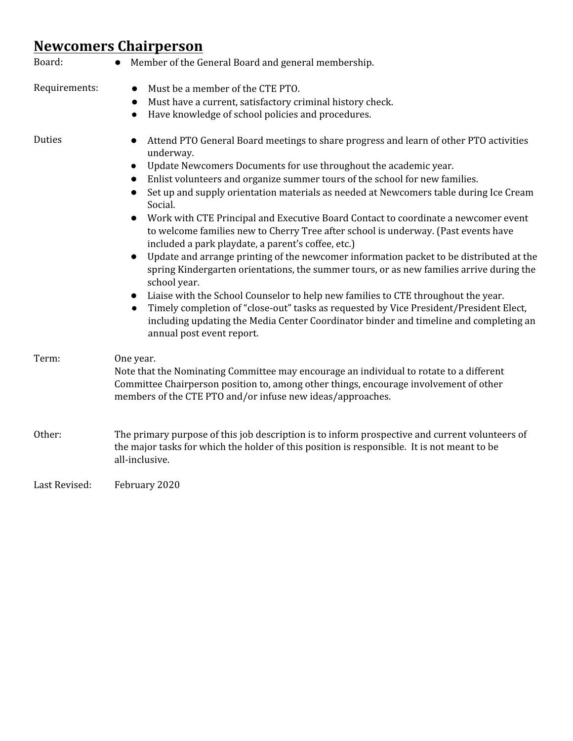## **Newcomers Chairperson**

Board:
- Member of the General Board and general membership.

Requirements:
- Must be a member of the CTE PTO.
- Must have a current, satisfactory criminal history check.
- Have knowledge of school policies and procedures.

Duties
- Attend PTO General Board meetings to share progress and learn of other PTO activities underway.
- Update Newcomers Documents for use throughout the academic year.
- Enlist volunteers and organize summer tours of the school for new families.
- Set up and supply orientation materials as needed at Newcomers table during Ice Cream Social.
- Work with CTE Principal and Executive Board Contact to coordinate a newcomer event to welcome families new to Cherry Tree after school is underway. (Past events have included a park playdate, a parent's coffee, etc.)
- Update and arrange printing of the newcomer information packet to be distributed at the spring Kindergarten orientations, the summer tours, or as new families arrive during the school year.
- Liaise with the School Counselor to help new families to CTE throughout the year.
- Timely completion of "close-out" tasks as requested by Vice President/President Elect, including updating the Media Center Coordinator binder and timeline and completing an annual post event report.

Term: One year.
Note that the Nominating Committee may encourage an individual to rotate to a different Committee Chairperson position to, among other things, encourage involvement of other members of the CTE PTO and/or infuse new ideas/approaches.

Other: The primary purpose of this job description is to inform prospective and current volunteers of the major tasks for which the holder of this position is responsible. It is not meant to be all-inclusive.

Last Revised: February 2020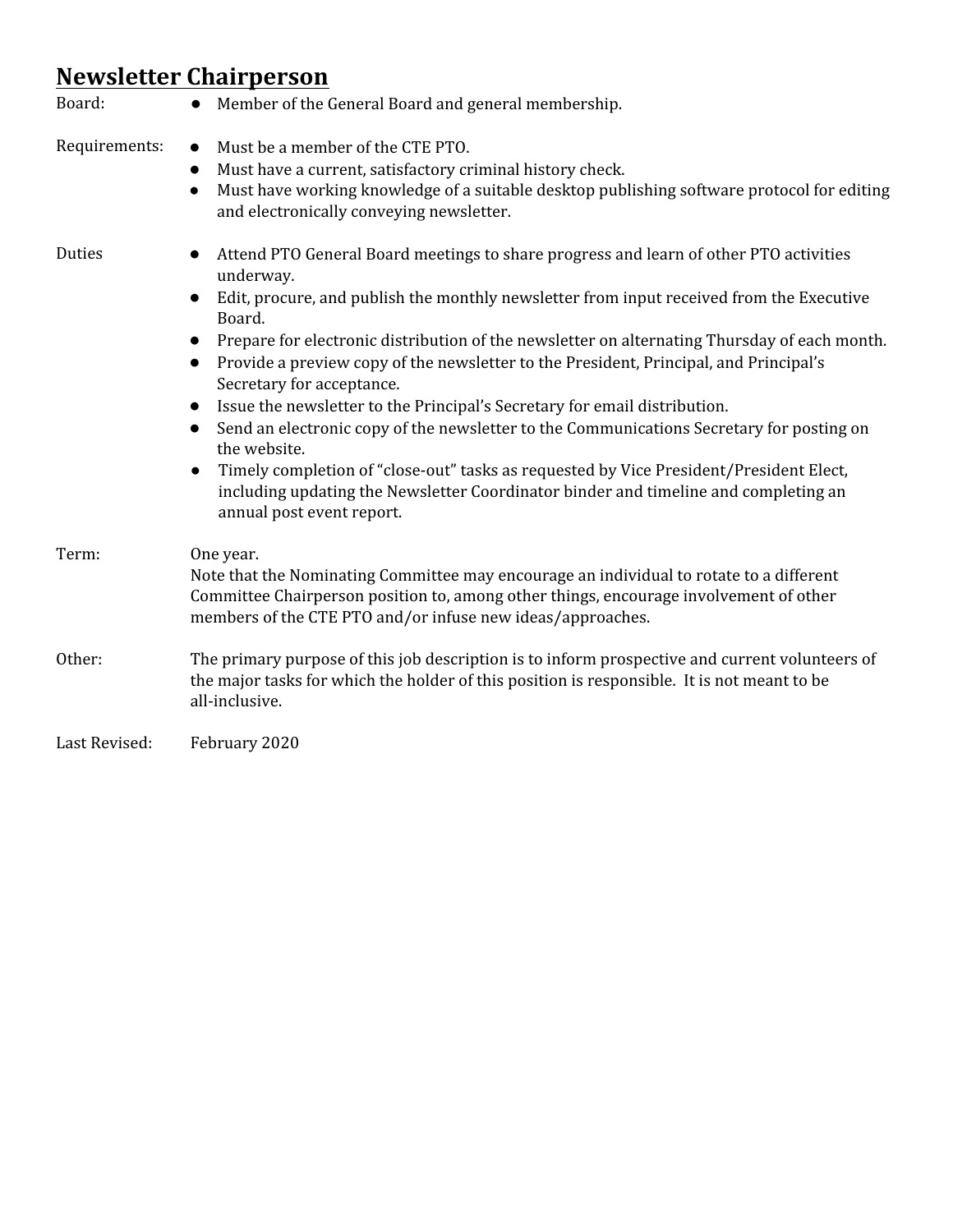## Newsletter Chairperson

Board:
- Member of the General Board and general membership.

Requirements:
- Must be a member of the CTE PTO.
- Must have a current, satisfactory criminal history check.
- Must have working knowledge of a suitable desktop publishing software protocol for editing and electronically conveying newsletter.

Duties
- Attend PTO General Board meetings to share progress and learn of other PTO activities underway.
- Edit, procure, and publish the monthly newsletter from input received from the Executive Board.
- Prepare for electronic distribution of the newsletter on alternating Thursday of each month.
- Provide a preview copy of the newsletter to the President, Principal, and Principal's Secretary for acceptance.
- Issue the newsletter to the Principal's Secretary for email distribution.
- Send an electronic copy of the newsletter to the Communications Secretary for posting on the website.
- Timely completion of "close-out" tasks as requested by Vice President/President Elect, including updating the Newsletter Coordinator binder and timeline and completing an annual post event report.

Term: One year.
Note that the Nominating Committee may encourage an individual to rotate to a different Committee Chairperson position to, among other things, encourage involvement of other members of the CTE PTO and/or infuse new ideas/approaches.

Other: The primary purpose of this job description is to inform prospective and current volunteers of the major tasks for which the holder of this position is responsible. It is not meant to be all-inclusive.

Last Revised: February 2020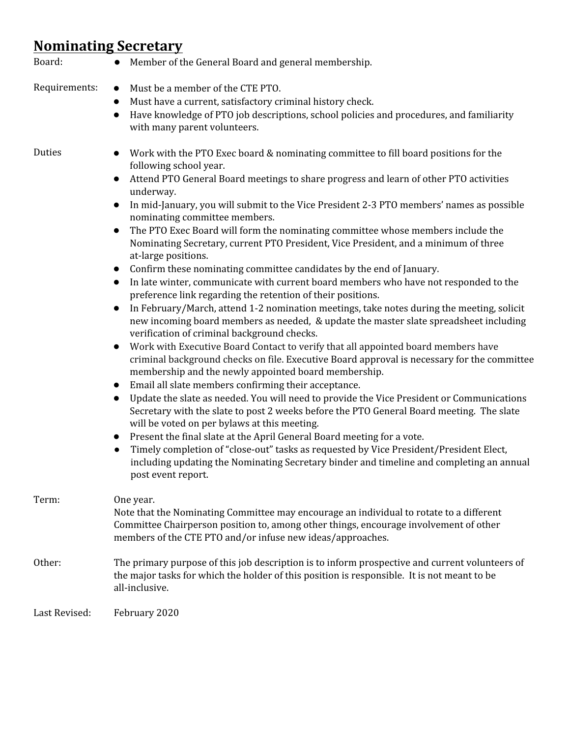# Nominating Secretary

**Board:**

- Member of the General Board and general membership.

**Requirements:**

- Must be a member of the CTE PTO.
- Must have a current, satisfactory criminal history check.
- Have knowledge of PTO job descriptions, school policies and procedures, and familiarity with many parent volunteers.

**Duties**

- Work with the PTO Exec board & nominating committee to fill board positions for the following school year.
- Attend PTO General Board meetings to share progress and learn of other PTO activities underway.
- In mid-January, you will submit to the Vice President 2-3 PTO members' names as possible nominating committee members.
- The PTO Exec Board will form the nominating committee whose members include the Nominating Secretary, current PTO President, Vice President, and a minimum of three at-large positions.
- Confirm these nominating committee candidates by the end of January.
- In late winter, communicate with current board members who have not responded to the preference link regarding the retention of their positions.
- In February/March, attend 1-2 nomination meetings, take notes during the meeting, solicit new incoming board members as needed, & update the master slate spreadsheet including verification of criminal background checks.
- Work with Executive Board Contact to verify that all appointed board members have criminal background checks on file. Executive Board approval is necessary for the committee membership and the newly appointed board membership.
- Email all slate members confirming their acceptance.
- Update the slate as needed. You will need to provide the Vice President or Communications Secretary with the slate to post 2 weeks before the PTO General Board meeting. The slate will be voted on per bylaws at this meeting.
- Present the final slate at the April General Board meeting for a vote.
- Timely completion of "close-out" tasks as requested by Vice President/President Elect, including updating the Nominating Secretary binder and timeline and completing an annual post event report.

**Term:** One year.
Note that the Nominating Committee may encourage an individual to rotate to a different Committee Chairperson position to, among other things, encourage involvement of other members of the CTE PTO and/or infuse new ideas/approaches.

**Other:** The primary purpose of this job description is to inform prospective and current volunteers of the major tasks for which the holder of this position is responsible. It is not meant to be all-inclusive.

**Last Revised:** February 2020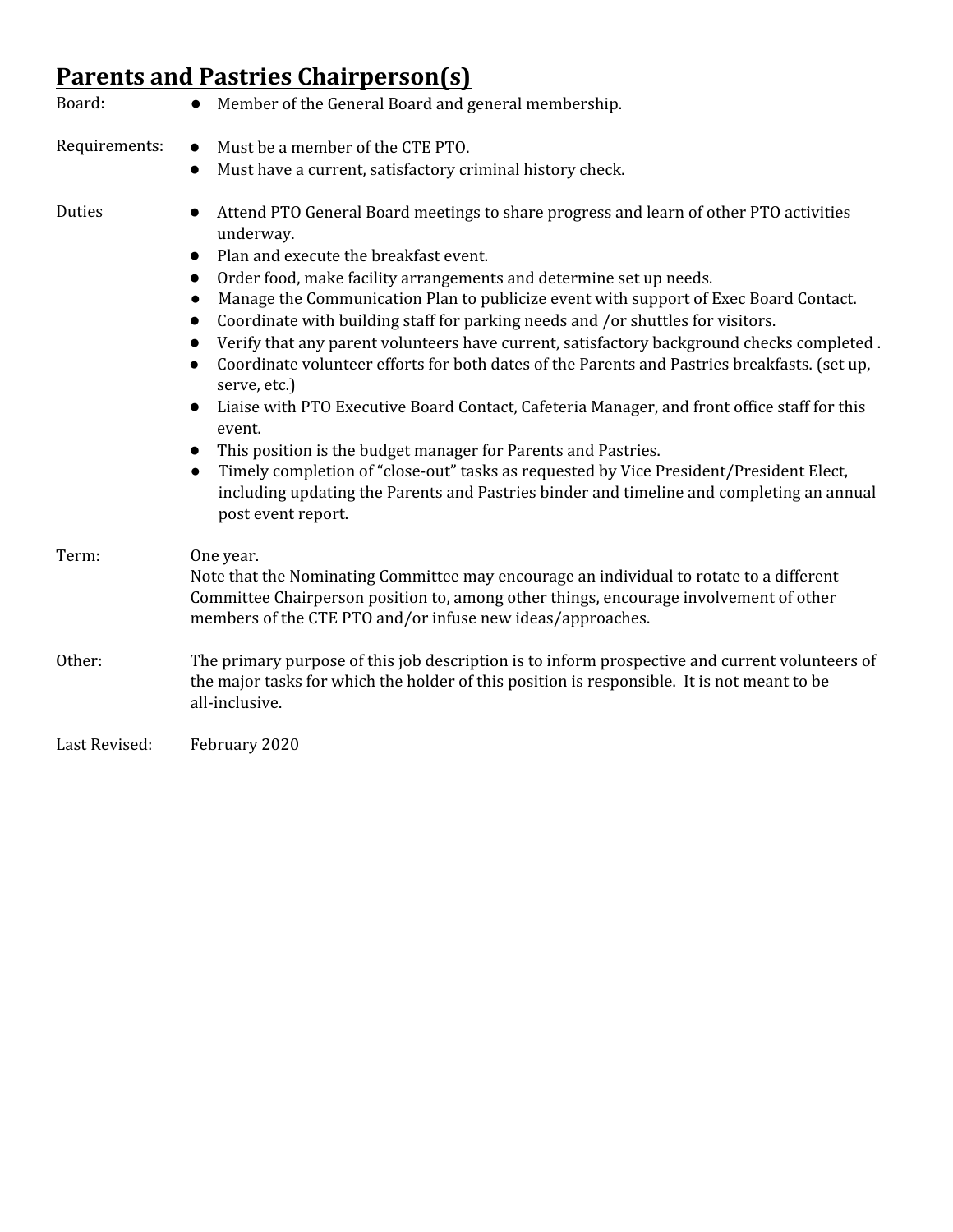## **Parents and Pastries Chairperson(s)**

Board:
- Member of the General Board and general membership.

Requirements:
- Must be a member of the CTE PTO.
- Must have a current, satisfactory criminal history check.

Duties
- Attend PTO General Board meetings to share progress and learn of other PTO activities underway.
- Plan and execute the breakfast event.
- Order food, make facility arrangements and determine set up needs.
- Manage the Communication Plan to publicize event with support of Exec Board Contact.
- Coordinate with building staff for parking needs and /or shuttles for visitors.
- Verify that any parent volunteers have current, satisfactory background checks completed .
- Coordinate volunteer efforts for both dates of the Parents and Pastries breakfasts. (set up, serve, etc.)
- Liaise with PTO Executive Board Contact, Cafeteria Manager, and front office staff for this event.
- This position is the budget manager for Parents and Pastries.
- Timely completion of "close-out" tasks as requested by Vice President/President Elect, including updating the Parents and Pastries binder and timeline and completing an annual post event report.

Term: One year.
Note that the Nominating Committee may encourage an individual to rotate to a different Committee Chairperson position to, among other things, encourage involvement of other members of the CTE PTO and/or infuse new ideas/approaches.

Other: The primary purpose of this job description is to inform prospective and current volunteers of the major tasks for which the holder of this position is responsible. It is not meant to be all-inclusive.

Last Revised: February 2020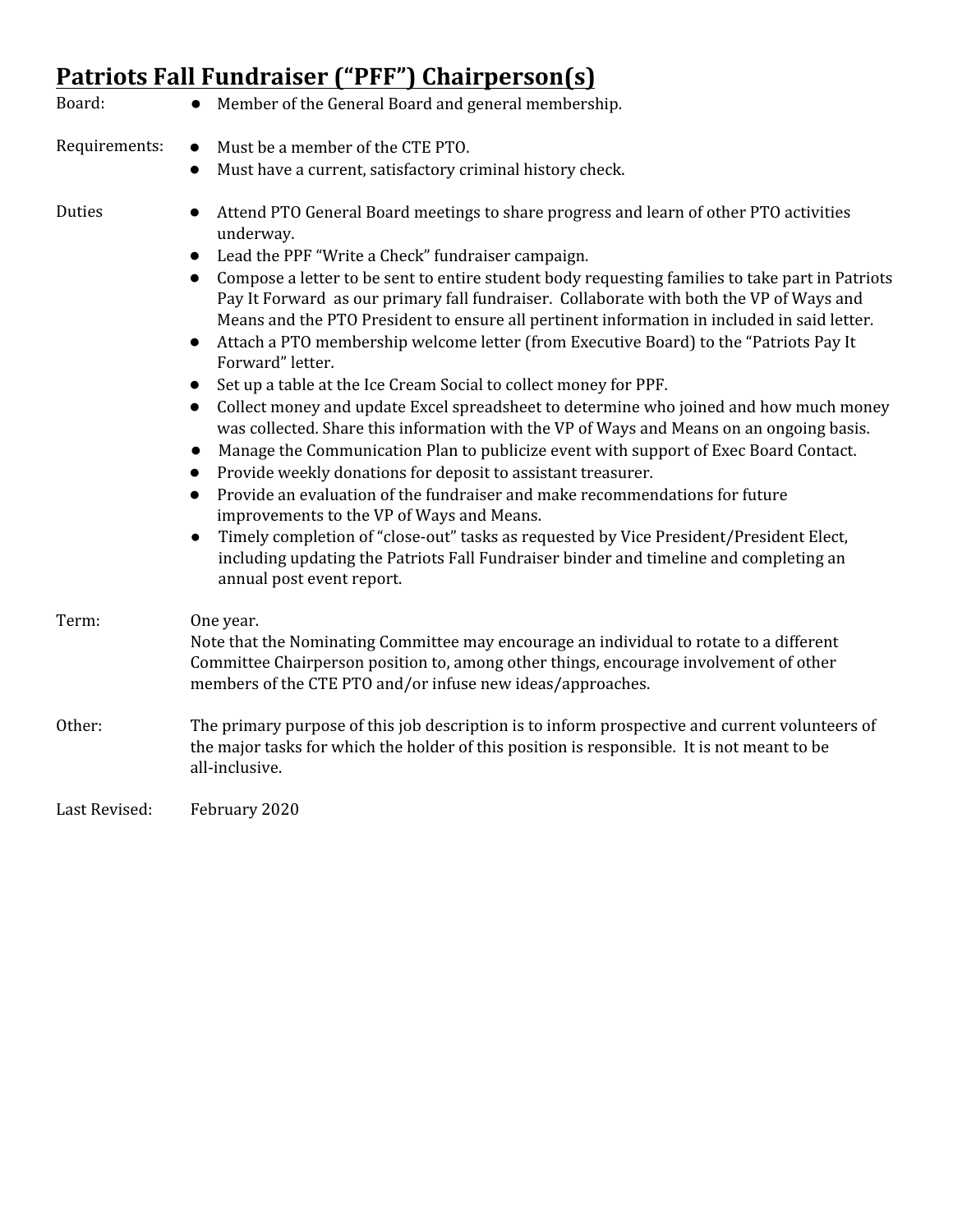## Patriots Fall Fundraiser ("PFF") Chairperson(s)

**Board:**

- Member of the General Board and general membership.

**Requirements:**

- Must be a member of the CTE PTO.
- Must have a current, satisfactory criminal history check.

**Duties**

- Attend PTO General Board meetings to share progress and learn of other PTO activities underway.
- Lead the PPF "Write a Check" fundraiser campaign.
- Compose a letter to be sent to entire student body requesting families to take part in Patriots Pay It Forward as our primary fall fundraiser. Collaborate with both the VP of Ways and Means and the PTO President to ensure all pertinent information in included in said letter.
- Attach a PTO membership welcome letter (from Executive Board) to the "Patriots Pay It Forward" letter.
- Set up a table at the Ice Cream Social to collect money for PPF.
- Collect money and update Excel spreadsheet to determine who joined and how much money was collected. Share this information with the VP of Ways and Means on an ongoing basis.
- Manage the Communication Plan to publicize event with support of Exec Board Contact.
- Provide weekly donations for deposit to assistant treasurer.
- Provide an evaluation of the fundraiser and make recommendations for future improvements to the VP of Ways and Means.
- Timely completion of "close-out" tasks as requested by Vice President/President Elect, including updating the Patriots Fall Fundraiser binder and timeline and completing an annual post event report.

**Term:** One year.
Note that the Nominating Committee may encourage an individual to rotate to a different Committee Chairperson position to, among other things, encourage involvement of other members of the CTE PTO and/or infuse new ideas/approaches.

**Other:** The primary purpose of this job description is to inform prospective and current volunteers of the major tasks for which the holder of this position is responsible. It is not meant to be all-inclusive.

**Last Revised:** February 2020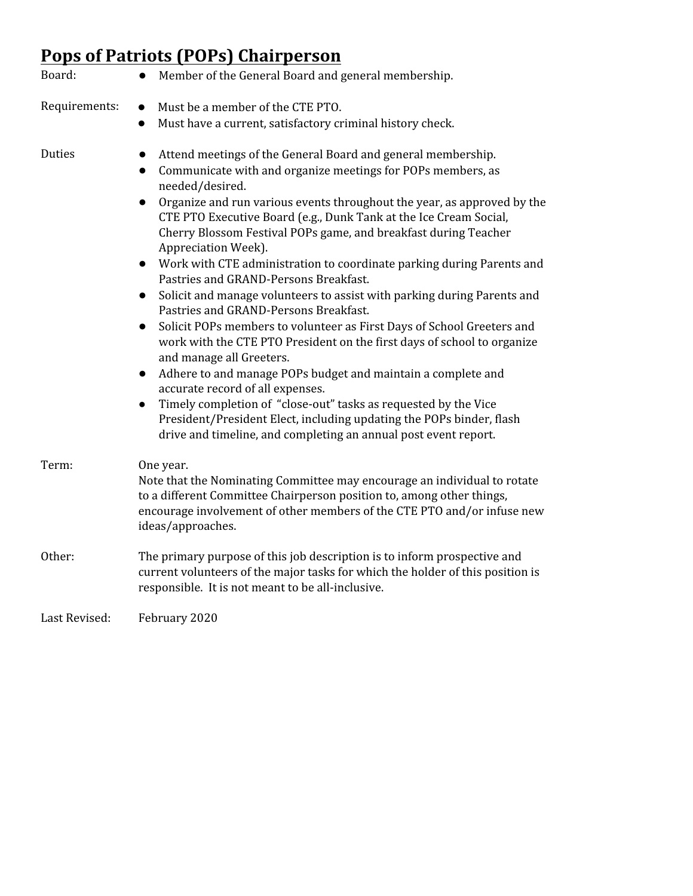## Pops of Patriots (POPs) Chairperson

**Board:**
- Member of the General Board and general membership.

**Requirements:**
- Must be a member of the CTE PTO.
- Must have a current, satisfactory criminal history check.

**Duties**
- Attend meetings of the General Board and general membership.
- Communicate with and organize meetings for POPs members, as needed/desired.
- Organize and run various events throughout the year, as approved by the CTE PTO Executive Board (e.g., Dunk Tank at the Ice Cream Social, Cherry Blossom Festival POPs game, and breakfast during Teacher Appreciation Week).
- Work with CTE administration to coordinate parking during Parents and Pastries and GRAND-Persons Breakfast.
- Solicit and manage volunteers to assist with parking during Parents and Pastries and GRAND-Persons Breakfast.
- Solicit POPs members to volunteer as First Days of School Greeters and work with the CTE PTO President on the first days of school to organize and manage all Greeters.
- Adhere to and manage POPs budget and maintain a complete and accurate record of all expenses.
- Timely completion of "close-out" tasks as requested by the Vice President/President Elect, including updating the POPs binder, flash drive and timeline, and completing an annual post event report.

**Term:** One year.
Note that the Nominating Committee may encourage an individual to rotate to a different Committee Chairperson position to, among other things, encourage involvement of other members of the CTE PTO and/or infuse new ideas/approaches.

**Other:** The primary purpose of this job description is to inform prospective and current volunteers of the major tasks for which the holder of this position is responsible. It is not meant to be all-inclusive.

**Last Revised:** February 2020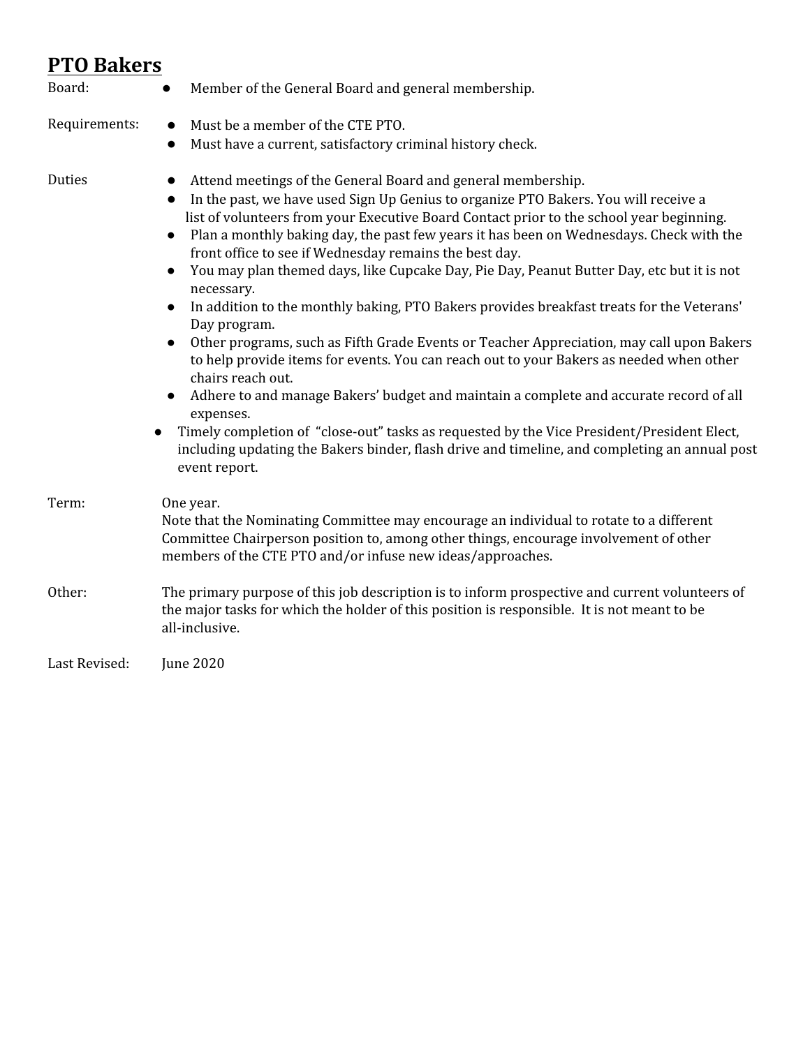## PTO Bakers

Board:
- Member of the General Board and general membership.

Requirements:
- Must be a member of the CTE PTO.
- Must have a current, satisfactory criminal history check.

Duties
- Attend meetings of the General Board and general membership.
- In the past, we have used Sign Up Genius to organize PTO Bakers. You will receive a list of volunteers from your Executive Board Contact prior to the school year beginning.
- Plan a monthly baking day, the past few years it has been on Wednesdays. Check with the front office to see if Wednesday remains the best day.
- You may plan themed days, like Cupcake Day, Pie Day, Peanut Butter Day, etc but it is not necessary.
- In addition to the monthly baking, PTO Bakers provides breakfast treats for the Veterans' Day program.
- Other programs, such as Fifth Grade Events or Teacher Appreciation, may call upon Bakers to help provide items for events. You can reach out to your Bakers as needed when other chairs reach out.
- Adhere to and manage Bakers' budget and maintain a complete and accurate record of all expenses.
- Timely completion of "close-out" tasks as requested by the Vice President/President Elect, including updating the Bakers binder, flash drive and timeline, and completing an annual post event report.

Term: One year.
Note that the Nominating Committee may encourage an individual to rotate to a different Committee Chairperson position to, among other things, encourage involvement of other members of the CTE PTO and/or infuse new ideas/approaches.

Other: The primary purpose of this job description is to inform prospective and current volunteers of the major tasks for which the holder of this position is responsible. It is not meant to be all-inclusive.

Last Revised: June 2020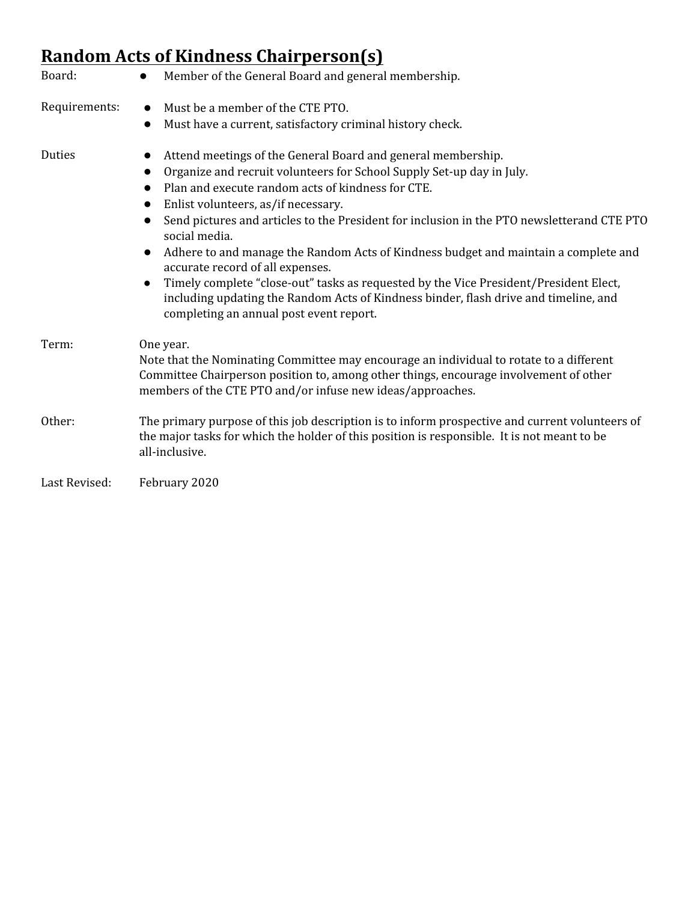## Random Acts of Kindness Chairperson(s)

**Board:**
- Member of the General Board and general membership.

**Requirements:**
- Must be a member of the CTE PTO.
- Must have a current, satisfactory criminal history check.

**Duties**
- Attend meetings of the General Board and general membership.
- Organize and recruit volunteers for School Supply Set-up day in July.
- Plan and execute random acts of kindness for CTE.
- Enlist volunteers, as/if necessary.
- Send pictures and articles to the President for inclusion in the PTO newsletterand CTE PTO social media.
- Adhere to and manage the Random Acts of Kindness budget and maintain a complete and accurate record of all expenses.
- Timely complete "close-out" tasks as requested by the Vice President/President Elect, including updating the Random Acts of Kindness binder, flash drive and timeline, and completing an annual post event report.

**Term:** One year.
Note that the Nominating Committee may encourage an individual to rotate to a different Committee Chairperson position to, among other things, encourage involvement of other members of the CTE PTO and/or infuse new ideas/approaches.

**Other:** The primary purpose of this job description is to inform prospective and current volunteers of the major tasks for which the holder of this position is responsible. It is not meant to be all-inclusive.

**Last Revised:** February 2020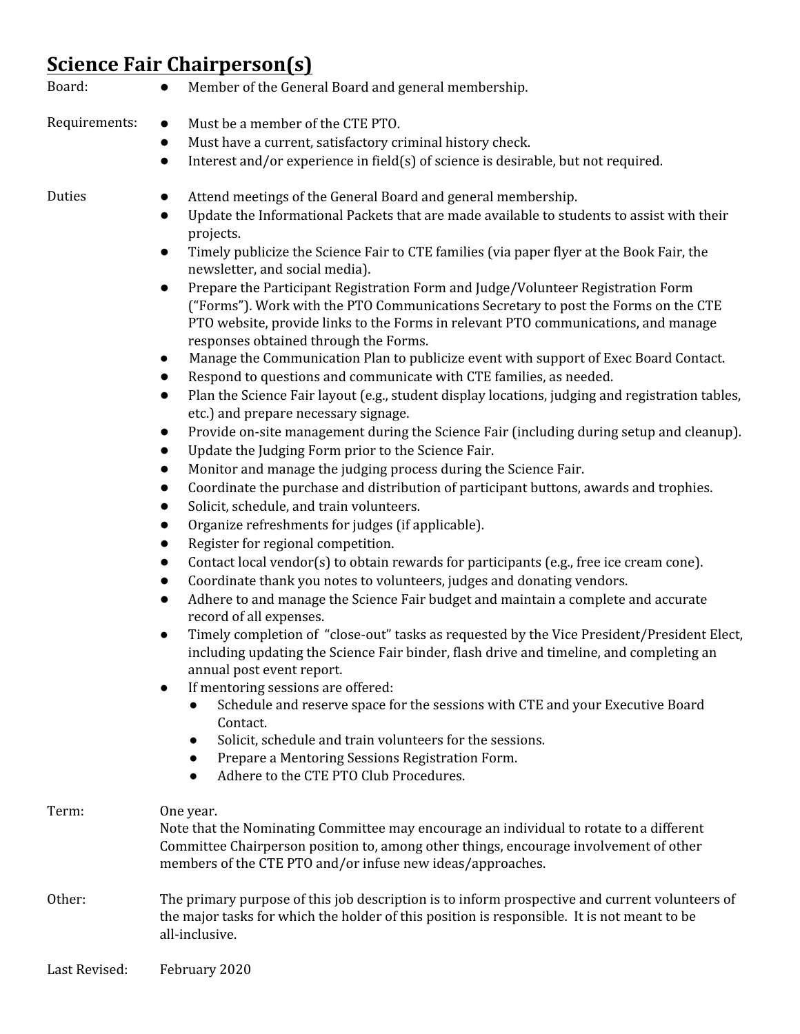## Science Fair Chairperson(s)

**Board:**

- Member of the General Board and general membership.

**Requirements:**

- Must be a member of the CTE PTO.
- Must have a current, satisfactory criminal history check.
- Interest and/or experience in field(s) of science is desirable, but not required.

**Duties**

- Attend meetings of the General Board and general membership.
- Update the Informational Packets that are made available to students to assist with their projects.
- Timely publicize the Science Fair to CTE families (via paper flyer at the Book Fair, the newsletter, and social media).
- Prepare the Participant Registration Form and Judge/Volunteer Registration Form ("Forms"). Work with the PTO Communications Secretary to post the Forms on the CTE PTO website, provide links to the Forms in relevant PTO communications, and manage responses obtained through the Forms.
- Manage the Communication Plan to publicize event with support of Exec Board Contact.
- Respond to questions and communicate with CTE families, as needed.
- Plan the Science Fair layout (e.g., student display locations, judging and registration tables, etc.) and prepare necessary signage.
- Provide on-site management during the Science Fair (including during setup and cleanup).
- Update the Judging Form prior to the Science Fair.
- Monitor and manage the judging process during the Science Fair.
- Coordinate the purchase and distribution of participant buttons, awards and trophies.
- Solicit, schedule, and train volunteers.
- Organize refreshments for judges (if applicable).
- Register for regional competition.
- Contact local vendor(s) to obtain rewards for participants (e.g., free ice cream cone).
- Coordinate thank you notes to volunteers, judges and donating vendors.
- Adhere to and manage the Science Fair budget and maintain a complete and accurate record of all expenses.
- Timely completion of "close-out" tasks as requested by the Vice President/President Elect, including updating the Science Fair binder, flash drive and timeline, and completing an annual post event report.
- If mentoring sessions are offered:
  - Schedule and reserve space for the sessions with CTE and your Executive Board Contact.
  - Solicit, schedule and train volunteers for the sessions.
  - Prepare a Mentoring Sessions Registration Form.
  - Adhere to the CTE PTO Club Procedures.

**Term:** One year.
Note that the Nominating Committee may encourage an individual to rotate to a different Committee Chairperson position to, among other things, encourage involvement of other members of the CTE PTO and/or infuse new ideas/approaches.

**Other:** The primary purpose of this job description is to inform prospective and current volunteers of the major tasks for which the holder of this position is responsible. It is not meant to be all-inclusive.

**Last Revised:** February 2020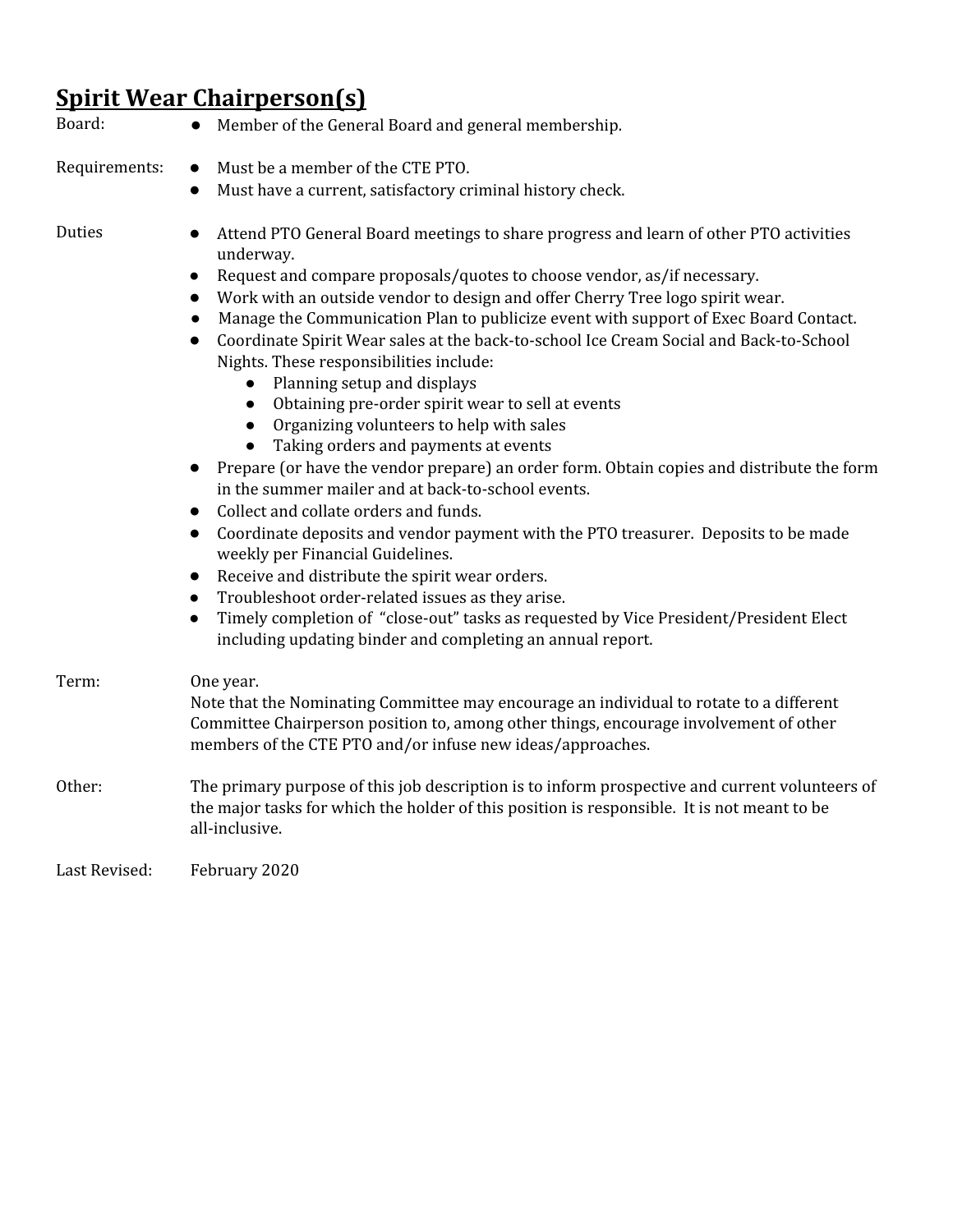## **Spirit Wear Chairperson(s)**

Board:
- Member of the General Board and general membership.

Requirements:
- Must be a member of the CTE PTO.
- Must have a current, satisfactory criminal history check.

Duties
- Attend PTO General Board meetings to share progress and learn of other PTO activities underway.
- Request and compare proposals/quotes to choose vendor, as/if necessary.
- Work with an outside vendor to design and offer Cherry Tree logo spirit wear.
- Manage the Communication Plan to publicize event with support of Exec Board Contact.
- Coordinate Spirit Wear sales at the back-to-school Ice Cream Social and Back-to-School Nights. These responsibilities include:
  - Planning setup and displays
  - Obtaining pre-order spirit wear to sell at events
  - Organizing volunteers to help with sales
  - Taking orders and payments at events
- Prepare (or have the vendor prepare) an order form. Obtain copies and distribute the form in the summer mailer and at back-to-school events.
- Collect and collate orders and funds.
- Coordinate deposits and vendor payment with the PTO treasurer. Deposits to be made weekly per Financial Guidelines.
- Receive and distribute the spirit wear orders.
- Troubleshoot order-related issues as they arise.
- Timely completion of "close-out" tasks as requested by Vice President/President Elect including updating binder and completing an annual report.

Term: One year.
Note that the Nominating Committee may encourage an individual to rotate to a different Committee Chairperson position to, among other things, encourage involvement of other members of the CTE PTO and/or infuse new ideas/approaches.

Other: The primary purpose of this job description is to inform prospective and current volunteers of the major tasks for which the holder of this position is responsible. It is not meant to be all-inclusive.

Last Revised: February 2020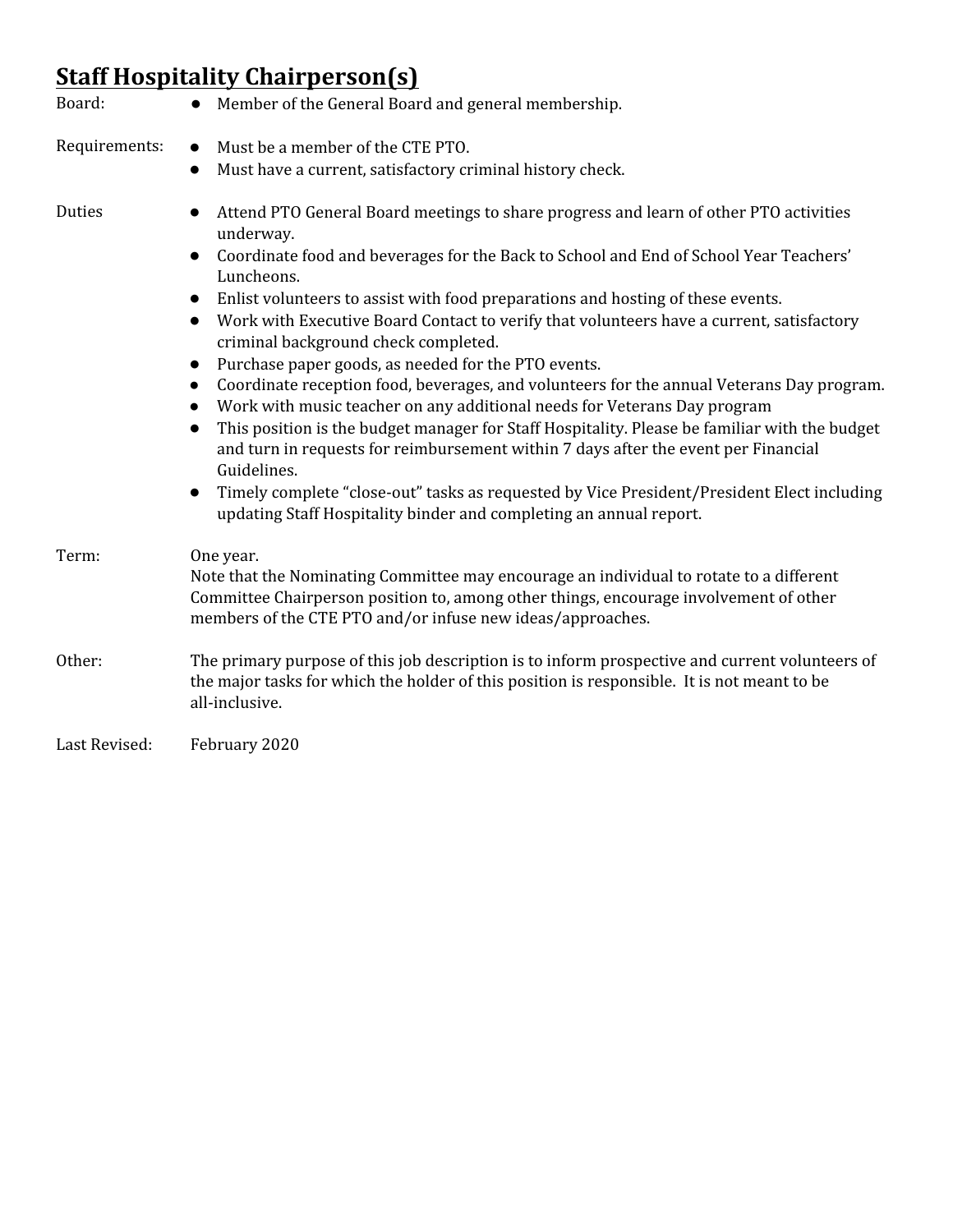## Staff Hospitality Chairperson(s)

**Board:**
- Member of the General Board and general membership.

**Requirements:**
- Must be a member of the CTE PTO.
- Must have a current, satisfactory criminal history check.

**Duties**
- Attend PTO General Board meetings to share progress and learn of other PTO activities underway.
- Coordinate food and beverages for the Back to School and End of School Year Teachers' Luncheons.
- Enlist volunteers to assist with food preparations and hosting of these events.
- Work with Executive Board Contact to verify that volunteers have a current, satisfactory criminal background check completed.
- Purchase paper goods, as needed for the PTO events.
- Coordinate reception food, beverages, and volunteers for the annual Veterans Day program.
- Work with music teacher on any additional needs for Veterans Day program
- This position is the budget manager for Staff Hospitality. Please be familiar with the budget and turn in requests for reimbursement within 7 days after the event per Financial Guidelines.
- Timely complete "close-out" tasks as requested by Vice President/President Elect including updating Staff Hospitality binder and completing an annual report.

**Term:** One year.
Note that the Nominating Committee may encourage an individual to rotate to a different Committee Chairperson position to, among other things, encourage involvement of other members of the CTE PTO and/or infuse new ideas/approaches.

**Other:** The primary purpose of this job description is to inform prospective and current volunteers of the major tasks for which the holder of this position is responsible. It is not meant to be all-inclusive.

**Last Revised:** February 2020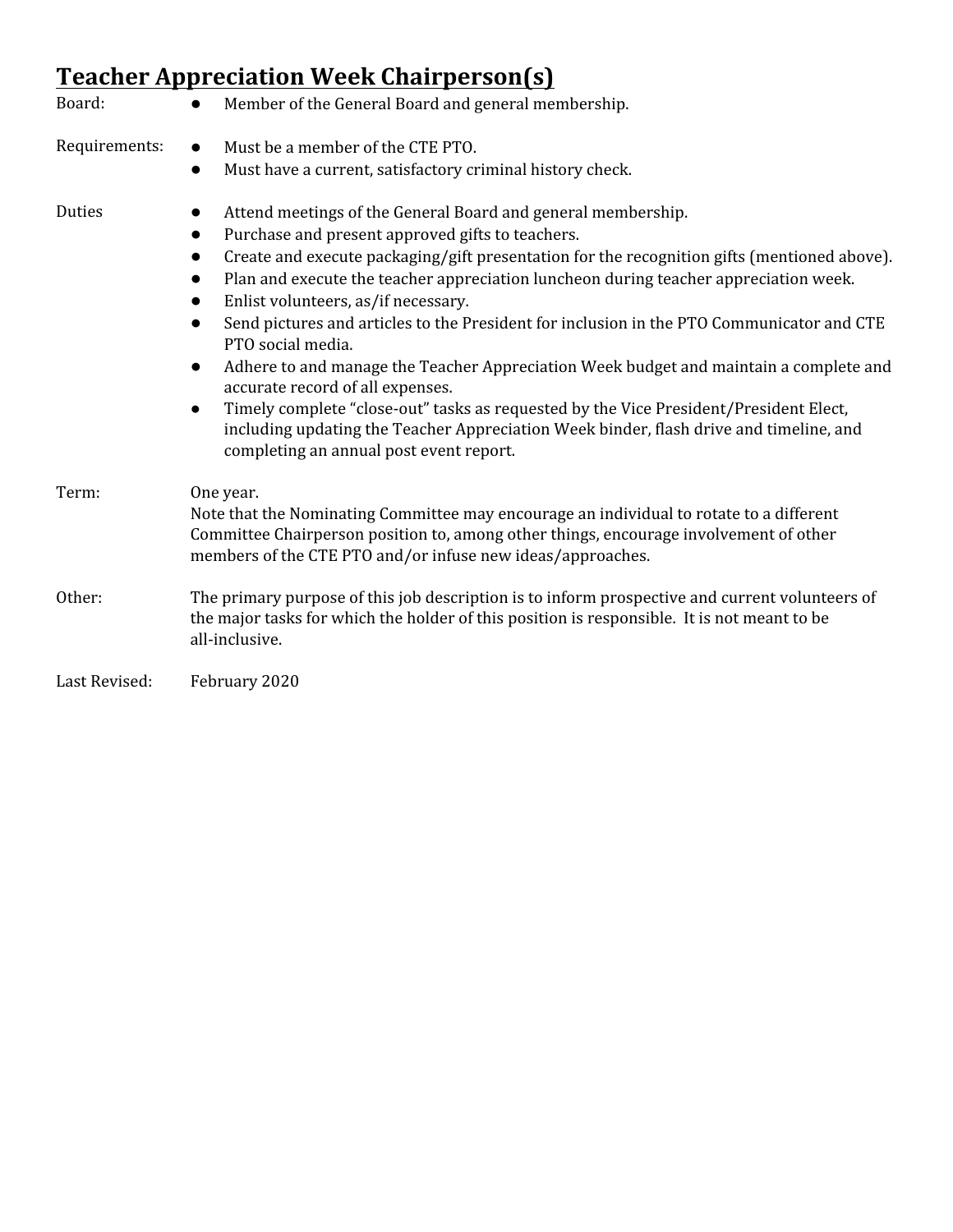## Teacher Appreciation Week Chairperson(s)

**Board:**

- Member of the General Board and general membership.

**Requirements:**

- Must be a member of the CTE PTO.
- Must have a current, satisfactory criminal history check.

**Duties**

- Attend meetings of the General Board and general membership.
- Purchase and present approved gifts to teachers.
- Create and execute packaging/gift presentation for the recognition gifts (mentioned above).
- Plan and execute the teacher appreciation luncheon during teacher appreciation week.
- Enlist volunteers, as/if necessary.
- Send pictures and articles to the President for inclusion in the PTO Communicator and CTE PTO social media.
- Adhere to and manage the Teacher Appreciation Week budget and maintain a complete and accurate record of all expenses.
- Timely complete "close-out" tasks as requested by the Vice President/President Elect, including updating the Teacher Appreciation Week binder, flash drive and timeline, and completing an annual post event report.

**Term:**

One year.
Note that the Nominating Committee may encourage an individual to rotate to a different Committee Chairperson position to, among other things, encourage involvement of other members of the CTE PTO and/or infuse new ideas/approaches.

**Other:**

The primary purpose of this job description is to inform prospective and current volunteers of the major tasks for which the holder of this position is responsible. It is not meant to be all-inclusive.

**Last Revised:** February 2020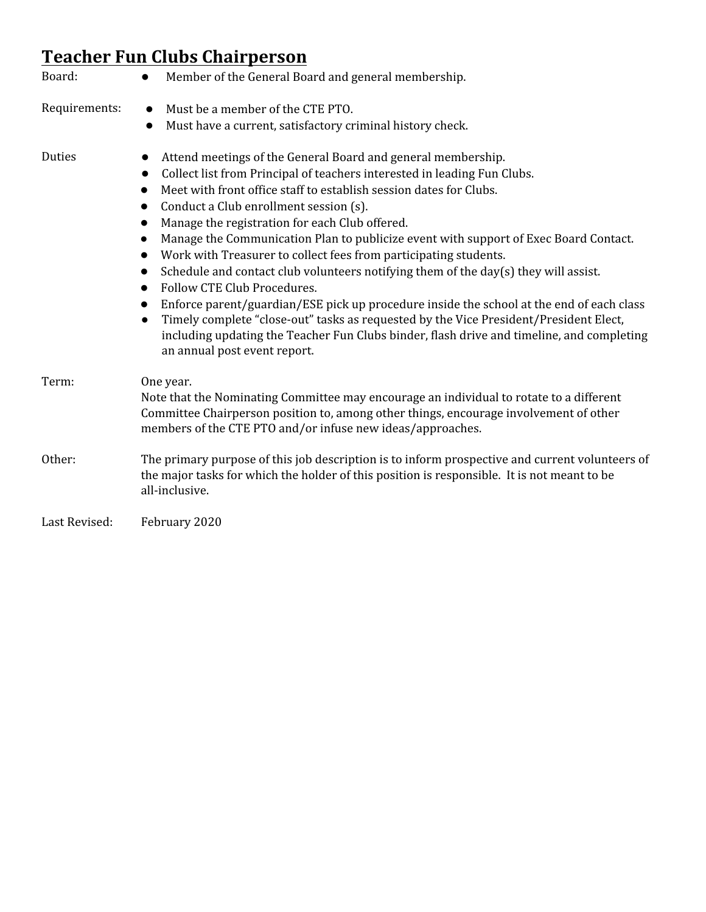## Teacher Fun Clubs Chairperson

**Board:**
- Member of the General Board and general membership.

**Requirements:**
- Must be a member of the CTE PTO.
- Must have a current, satisfactory criminal history check.

**Duties**
- Attend meetings of the General Board and general membership.
- Collect list from Principal of teachers interested in leading Fun Clubs.
- Meet with front office staff to establish session dates for Clubs.
- Conduct a Club enrollment session (s).
- Manage the registration for each Club offered.
- Manage the Communication Plan to publicize event with support of Exec Board Contact.
- Work with Treasurer to collect fees from participating students.
- Schedule and contact club volunteers notifying them of the day(s) they will assist.
- Follow CTE Club Procedures.
- Enforce parent/guardian/ESE pick up procedure inside the school at the end of each class
- Timely complete "close-out" tasks as requested by the Vice President/President Elect, including updating the Teacher Fun Clubs binder, flash drive and timeline, and completing an annual post event report.

**Term:** One year.
Note that the Nominating Committee may encourage an individual to rotate to a different Committee Chairperson position to, among other things, encourage involvement of other members of the CTE PTO and/or infuse new ideas/approaches.

**Other:** The primary purpose of this job description is to inform prospective and current volunteers of the major tasks for which the holder of this position is responsible. It is not meant to be all-inclusive.

**Last Revised:** February 2020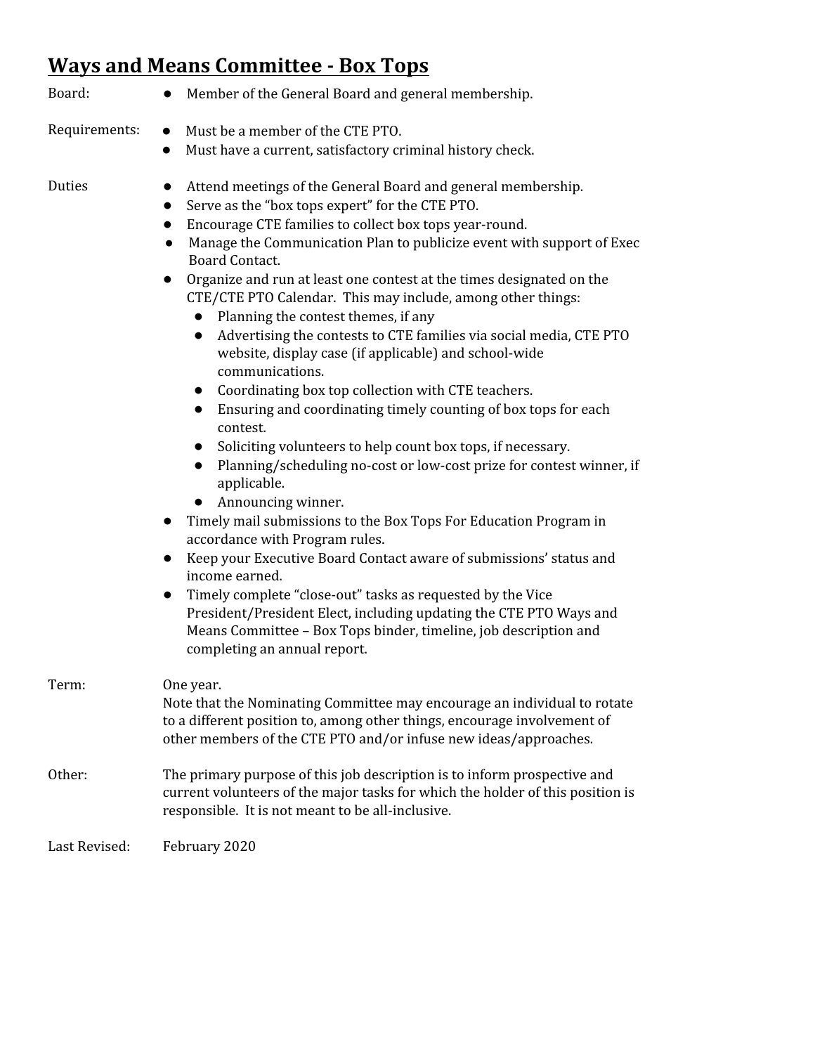## Ways and Means Committee - Box Tops

**Board:**

- Member of the General Board and general membership.

**Requirements:**

- Must be a member of the CTE PTO.
- Must have a current, satisfactory criminal history check.

**Duties**

- Attend meetings of the General Board and general membership.
- Serve as the "box tops expert" for the CTE PTO.
- Encourage CTE families to collect box tops year-round.
- Manage the Communication Plan to publicize event with support of Exec Board Contact.
- Organize and run at least one contest at the times designated on the CTE/CTE PTO Calendar. This may include, among other things:
    - Planning the contest themes, if any
    - Advertising the contests to CTE families via social media, CTE PTO website, display case (if applicable) and school-wide communications.
    - Coordinating box top collection with CTE teachers.
    - Ensuring and coordinating timely counting of box tops for each contest.
    - Soliciting volunteers to help count box tops, if necessary.
    - Planning/scheduling no-cost or low-cost prize for contest winner, if applicable.
    - Announcing winner.
- Timely mail submissions to the Box Tops For Education Program in accordance with Program rules.
- Keep your Executive Board Contact aware of submissions' status and income earned.
- Timely complete "close-out" tasks as requested by the Vice President/President Elect, including updating the CTE PTO Ways and Means Committee – Box Tops binder, timeline, job description and completing an annual report.

**Term:**

One year.
Note that the Nominating Committee may encourage an individual to rotate to a different position to, among other things, encourage involvement of other members of the CTE PTO and/or infuse new ideas/approaches.

**Other:**

The primary purpose of this job description is to inform prospective and current volunteers of the major tasks for which the holder of this position is responsible. It is not meant to be all-inclusive.

**Last Revised:** February 2020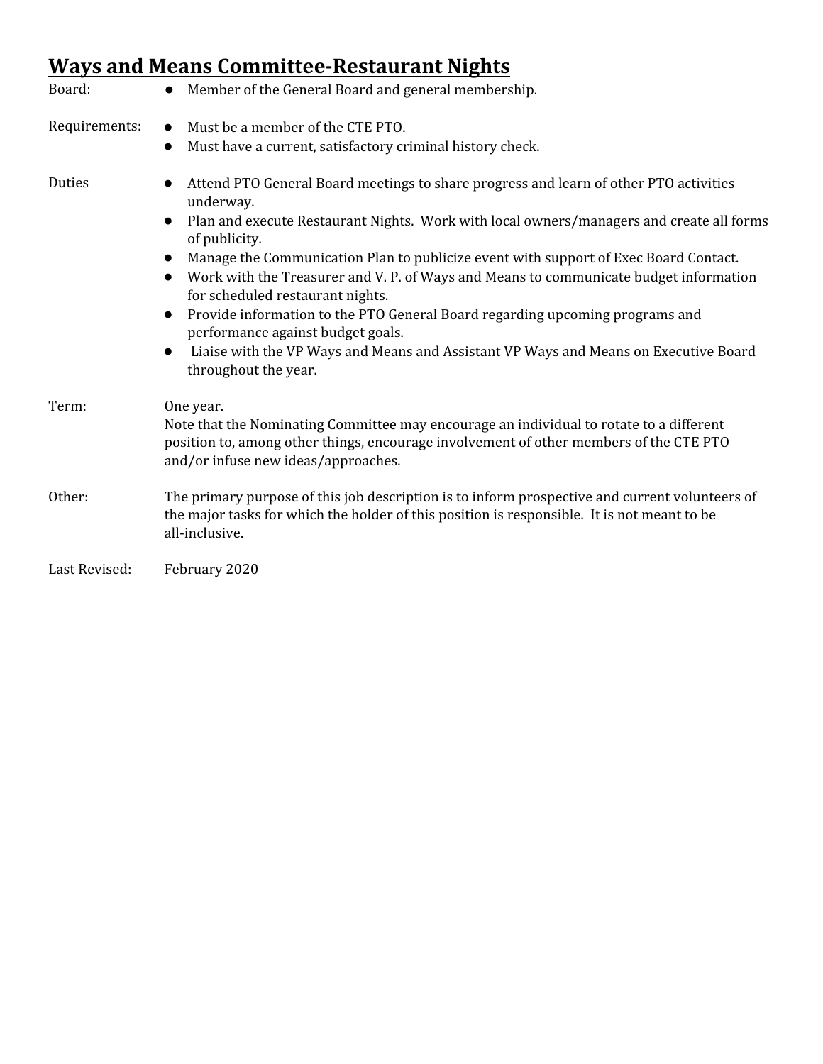## Ways and Means Committee-Restaurant Nights

**Board:**

- Member of the General Board and general membership.

**Requirements:**

- Must be a member of the CTE PTO.
- Must have a current, satisfactory criminal history check.

**Duties**

- Attend PTO General Board meetings to share progress and learn of other PTO activities underway.
- Plan and execute Restaurant Nights. Work with local owners/managers and create all forms of publicity.
- Manage the Communication Plan to publicize event with support of Exec Board Contact.
- Work with the Treasurer and V. P. of Ways and Means to communicate budget information for scheduled restaurant nights.
- Provide information to the PTO General Board regarding upcoming programs and performance against budget goals.
- Liaise with the VP Ways and Means and Assistant VP Ways and Means on Executive Board throughout the year.

**Term:** One year.
Note that the Nominating Committee may encourage an individual to rotate to a different position to, among other things, encourage involvement of other members of the CTE PTO and/or infuse new ideas/approaches.

**Other:** The primary purpose of this job description is to inform prospective and current volunteers of the major tasks for which the holder of this position is responsible. It is not meant to be all-inclusive.

**Last Revised:** February 2020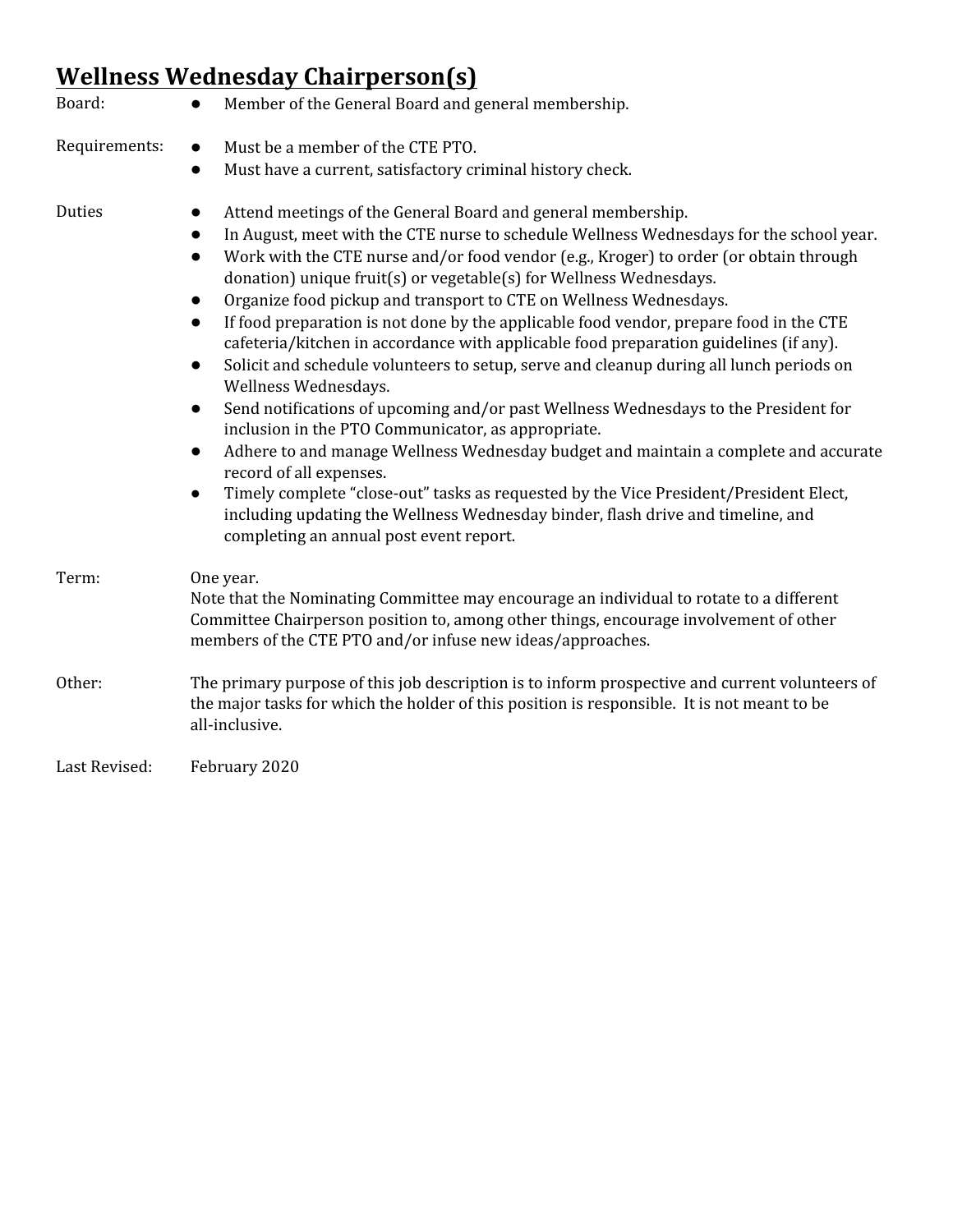## Wellness Wednesday Chairperson(s)

Board:
- Member of the General Board and general membership.

Requirements:
- Must be a member of the CTE PTO.
- Must have a current, satisfactory criminal history check.

Duties
- Attend meetings of the General Board and general membership.
- In August, meet with the CTE nurse to schedule Wellness Wednesdays for the school year.
- Work with the CTE nurse and/or food vendor (e.g., Kroger) to order (or obtain through donation) unique fruit(s) or vegetable(s) for Wellness Wednesdays.
- Organize food pickup and transport to CTE on Wellness Wednesdays.
- If food preparation is not done by the applicable food vendor, prepare food in the CTE cafeteria/kitchen in accordance with applicable food preparation guidelines (if any).
- Solicit and schedule volunteers to setup, serve and cleanup during all lunch periods on Wellness Wednesdays.
- Send notifications of upcoming and/or past Wellness Wednesdays to the President for inclusion in the PTO Communicator, as appropriate.
- Adhere to and manage Wellness Wednesday budget and maintain a complete and accurate record of all expenses.
- Timely complete "close-out" tasks as requested by the Vice President/President Elect, including updating the Wellness Wednesday binder, flash drive and timeline, and completing an annual post event report.

Term: One year.
Note that the Nominating Committee may encourage an individual to rotate to a different Committee Chairperson position to, among other things, encourage involvement of other members of the CTE PTO and/or infuse new ideas/approaches.

Other: The primary purpose of this job description is to inform prospective and current volunteers of the major tasks for which the holder of this position is responsible. It is not meant to be all-inclusive.

Last Revised: February 2020